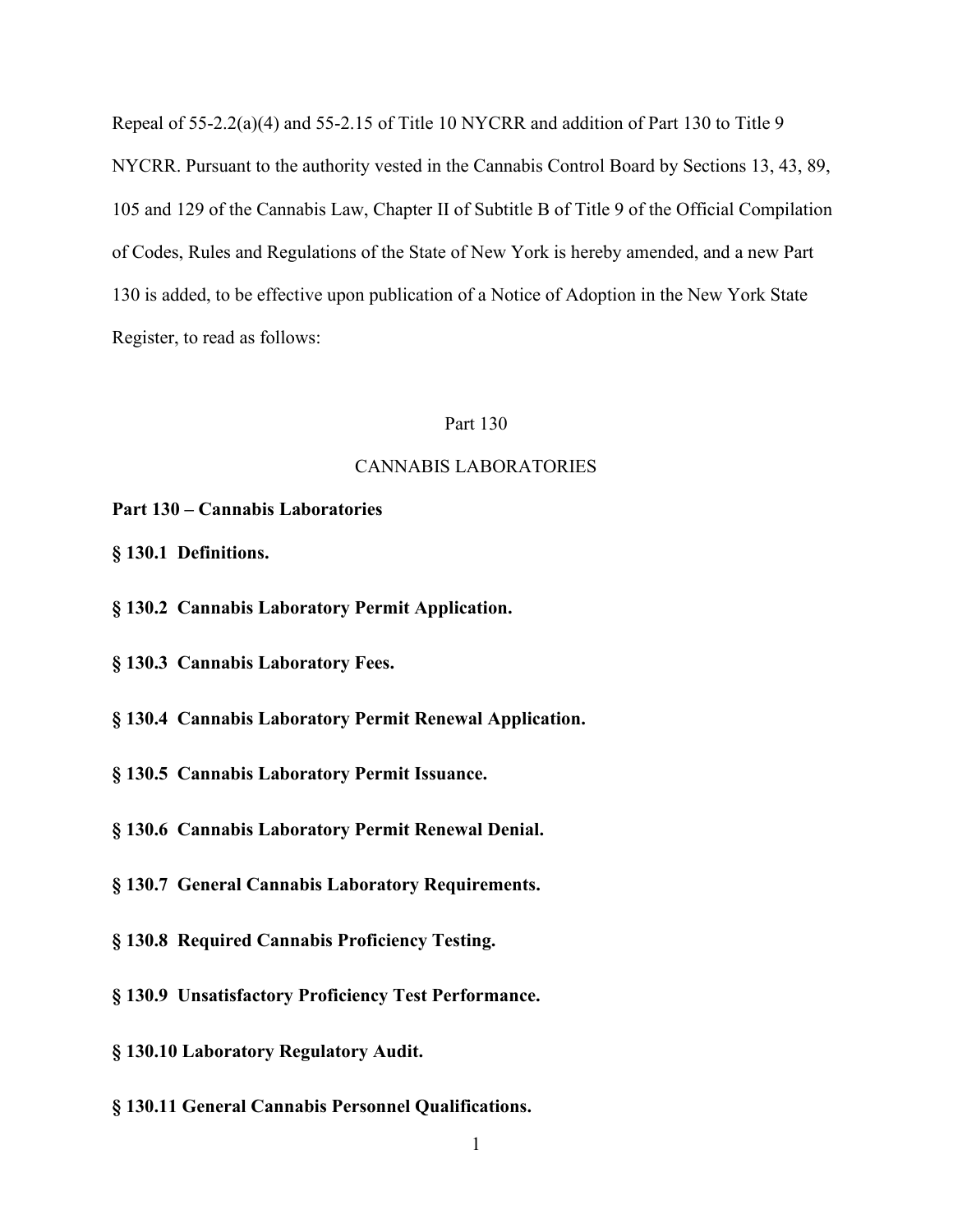Repeal of 55-2.2(a)(4) and 55-2.15 of Title 10 NYCRR and addition of Part 130 to Title 9 NYCRR. Pursuant to the authority vested in the Cannabis Control Board by Sections 13, 43, 89, 105 and 129 of the Cannabis Law, Chapter II of Subtitle B of Title 9 of the Official Compilation of Codes, Rules and Regulations of the State of New York is hereby amended, and a new Part 130 is added, to be effective upon publication of a Notice of Adoption in the New York State Register, to read as follows:

# Part 130

# CANNABIS LABORATORIES

**Part 130 – Cannabis Laboratories**

**§ 130.1 Definitions.**

**§ 130.2 Cannabis Laboratory Permit Application.**

**§ 130.3 Cannabis Laboratory Fees.**

**§ 130.4 Cannabis Laboratory Permit Renewal Application.**

**§ 130.5 Cannabis Laboratory Permit Issuance.**

**§ 130.6 Cannabis Laboratory Permit Renewal Denial.**

**§ 130.7 General Cannabis Laboratory Requirements.**

**§ 130.8 Required Cannabis Proficiency Testing.**

**§ 130.9 Unsatisfactory Proficiency Test Performance.**

**§ 130.10 Laboratory Regulatory Audit.**

**§ 130.11 General Cannabis Personnel Qualifications.**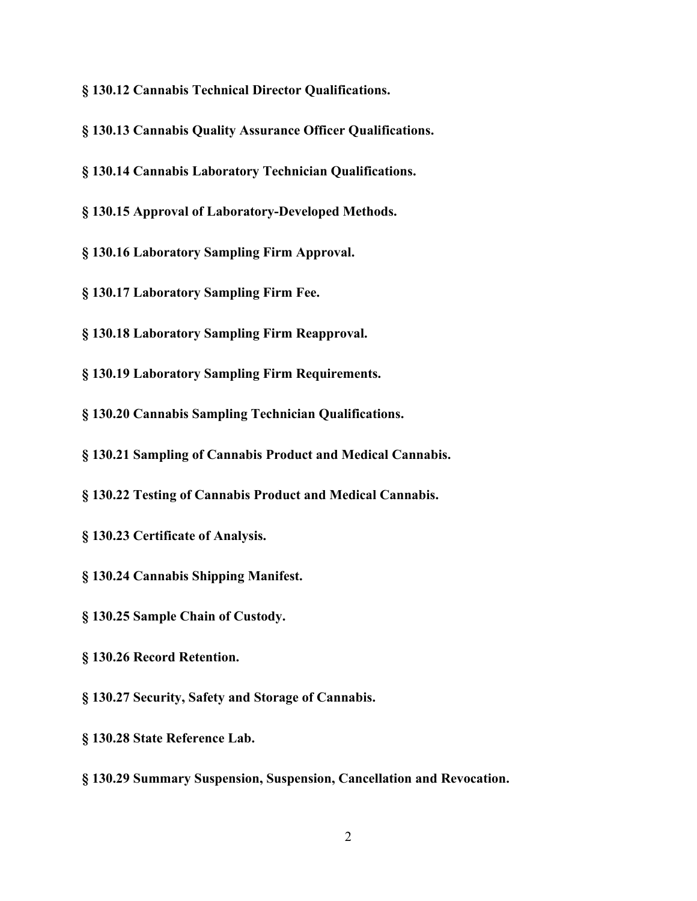**§ 130.12 Cannabis Technical Director Qualifications.**

**§ 130.13 Cannabis Quality Assurance Officer Qualifications.**

**§ 130.14 Cannabis Laboratory Technician Qualifications.**

**§ 130.15 Approval of Laboratory-Developed Methods.**

**§ 130.16 Laboratory Sampling Firm Approval.**

**§ 130.17 Laboratory Sampling Firm Fee.**

**§ 130.18 Laboratory Sampling Firm Reapproval.**

**§ 130.19 Laboratory Sampling Firm Requirements.**

**§ 130.20 Cannabis Sampling Technician Qualifications.**

**§ 130.21 Sampling of Cannabis Product and Medical Cannabis.**

**§ 130.22 Testing of Cannabis Product and Medical Cannabis.**

**§ 130.23 Certificate of Analysis.**

**§ 130.24 Cannabis Shipping Manifest.**

**§ 130.25 Sample Chain of Custody.**

**§ 130.26 Record Retention.**

**§ 130.27 Security, Safety and Storage of Cannabis.**

**§ 130.28 State Reference Lab.**

**§ 130.29 Summary Suspension, Suspension, Cancellation and Revocation.**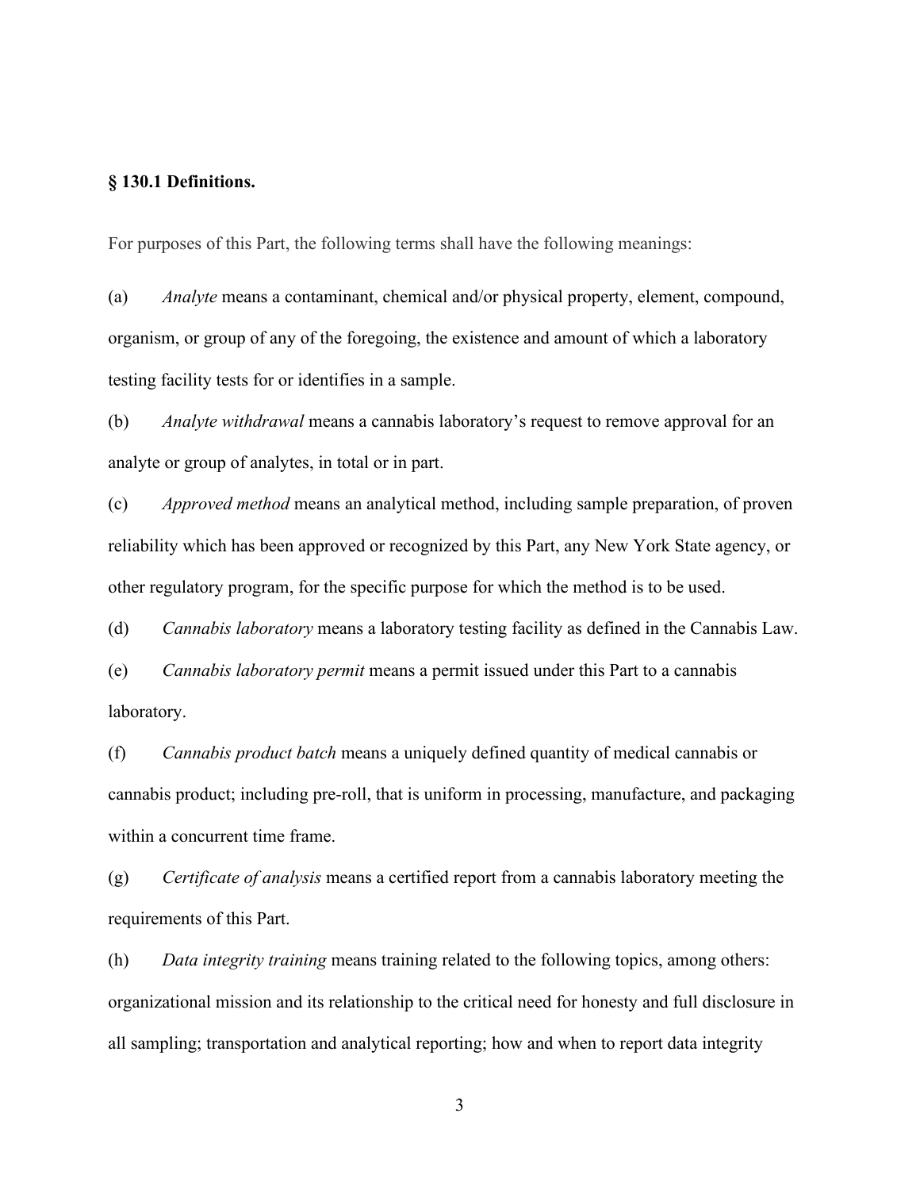### § 130.1 Definitions.

For purposes of this Part, the following terms shall have the following meanings:

(a) *Analyte* means a contaminant, chemical and/or physical property, element, compound, organism, or group of any of the foregoing, the existence and amount of which a laboratory testing facility tests for or identifies in a sample.

(b) *Analyte withdrawal* means a cannabis laboratory's request to remove approval for an analyte or group of analytes, in total or in part.

(c) *Approved method* means an analytical method, including sample preparation, of proven reliability which has been approved or recognized by this Part, any New York State agency, or other regulatory program, for the specific purpose for which the method is to be used.

(d) *Cannabis laboratory* means a laboratory testing facility as defined in the Cannabis Law.

(e) *Cannabis laboratory permit* means a permit issued under this Part to a cannabis laboratory.

(f) *Cannabis product batch* means a uniquely defined quantity of medical cannabis or cannabis product; including pre-roll, that is uniform in processing, manufacture, and packaging within a concurrent time frame.

(g) *Certificate of analysis* means a certified report from a cannabis laboratory meeting the requirements of this Part.

(h) *Data integrity training* means training related to the following topics, among others: organizational mission and its relationship to the critical need for honesty and full disclosure in all sampling; transportation and analytical reporting; how and when to report data integrity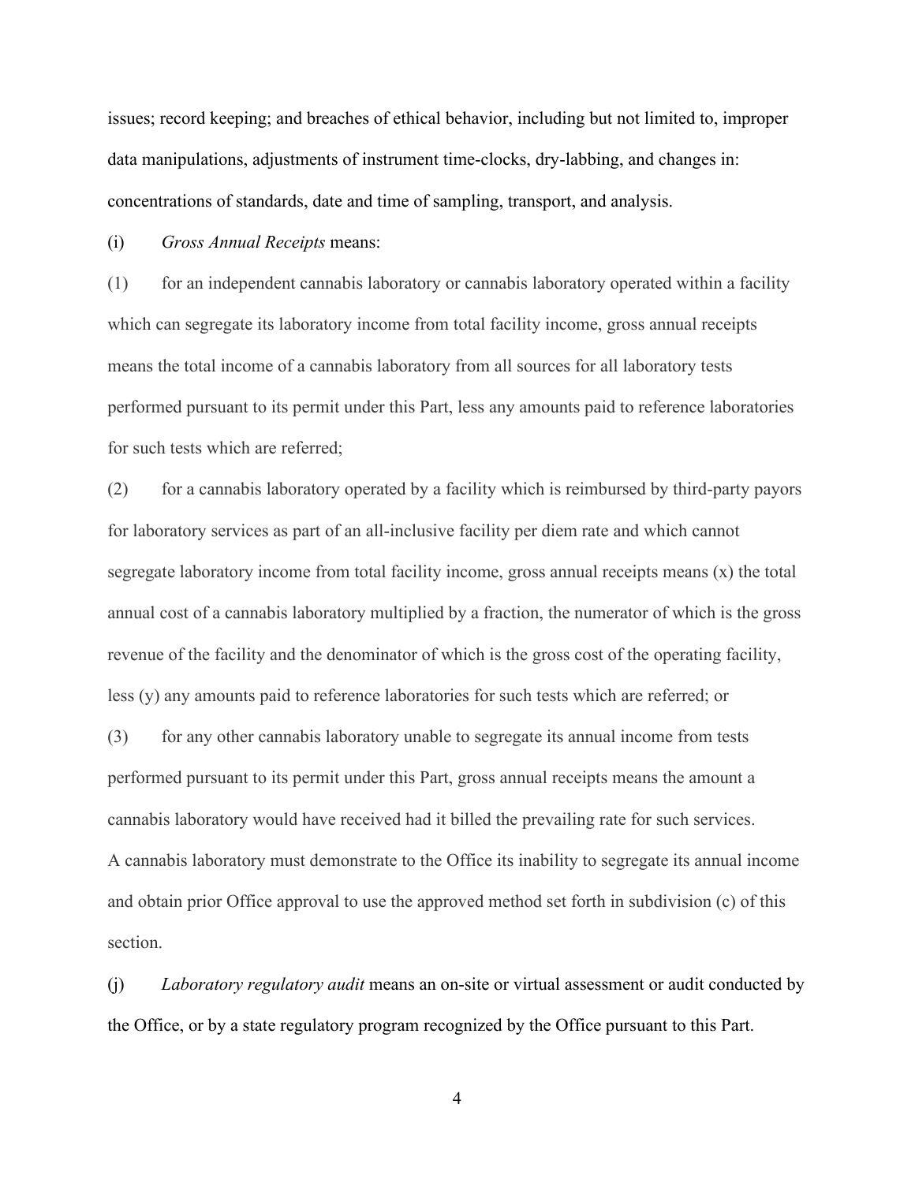issues; record keeping; and breaches of ethical behavior, including but not limited to, improper data manipulations, adjustments of instrument time-clocks, dry-labbing, and changes in: concentrations of standards, date and time of sampling, transport, and analysis.

(i) *Gross Annual Receipts* means:

(1) for an independent cannabis laboratory or cannabis laboratory operated within a facility which can segregate its laboratory income from total facility income, gross annual receipts means the total income of a cannabis laboratory from all sources for all laboratory tests performed pursuant to its permit under this Part, less any amounts paid to reference laboratories for such tests which are referred;

(2) for a cannabis laboratory operated by a facility which is reimbursed by third-party payors for laboratory services as part of an all-inclusive facility per diem rate and which cannot segregate laboratory income from total facility income, gross annual receipts means (x) the total annual cost of a cannabis laboratory multiplied by a fraction, the numerator of which is the gross revenue of the facility and the denominator of which is the gross cost of the operating facility, less (y) any amounts paid to reference laboratories for such tests which are referred; or

(3) for any other cannabis laboratory unable to segregate its annual income from tests performed pursuant to its permit under this Part, gross annual receipts means the amount a cannabis laboratory would have received had it billed the prevailing rate for such services.

A cannabis laboratory must demonstrate to the Office its inability to segregate its annual income and obtain prior Office approval to use the approved method set forth in subdivision (c) of this section.

(j) *Laboratory regulatory audit* means an on-site or virtual assessment or audit conducted by the Office, or by a state regulatory program recognized by the Office pursuant to this Part.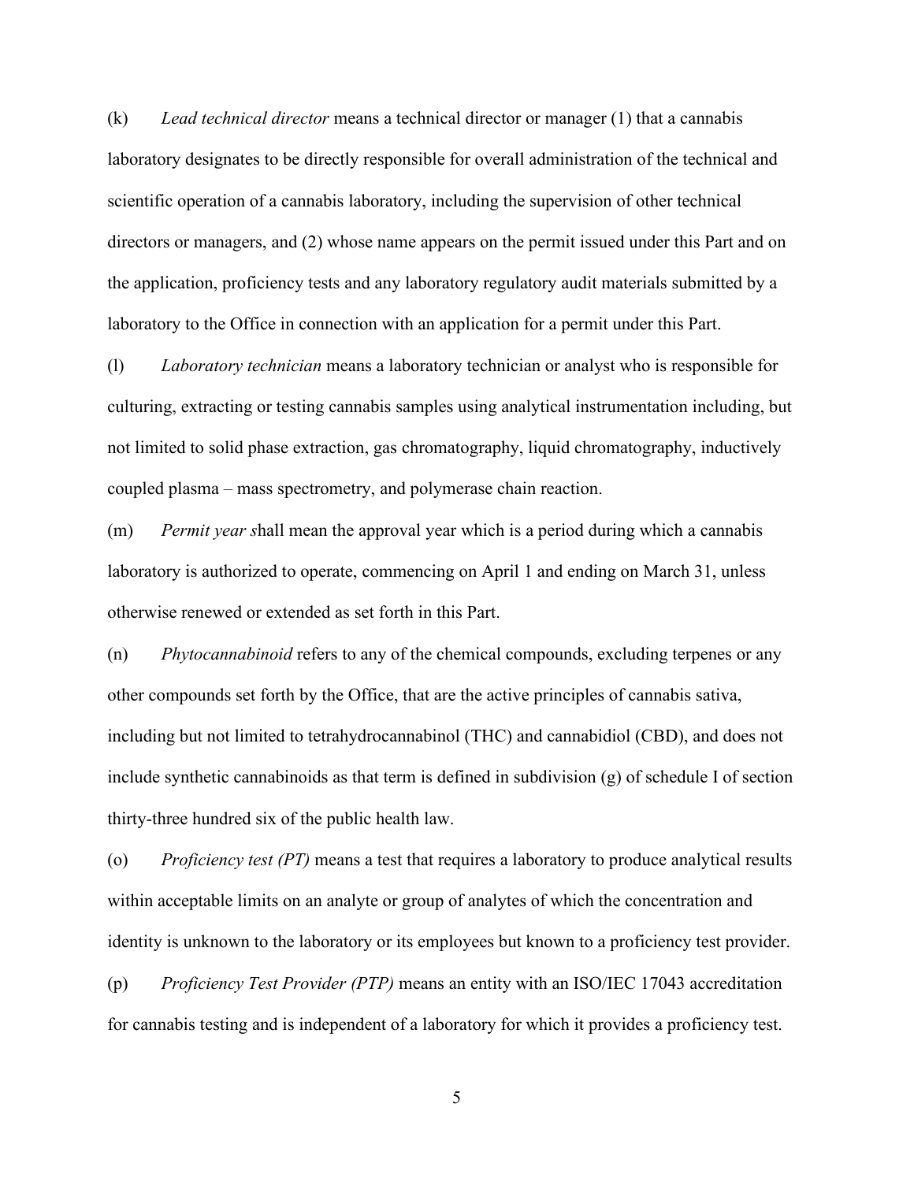(k) *Lead technical director* means a technical director or manager (1) that a cannabis laboratory designates to be directly responsible for overall administration of the technical and scientific operation of a cannabis laboratory, including the supervision of other technical directors or managers, and (2) whose name appears on the permit issued under this Part and on the application, proficiency tests and any laboratory regulatory audit materials submitted by a laboratory to the Office in connection with an application for a permit under this Part.

(l) *Laboratory technician* means a laboratory technician or analyst who is responsible for culturing, extracting or testing cannabis samples using analytical instrumentation including, but not limited to solid phase extraction, gas chromatography, liquid chromatography, inductively coupled plasma – mass spectrometry, and polymerase chain reaction.

(m) *Permit year s*hall mean the approval year which is a period during which a cannabis laboratory is authorized to operate, commencing on April 1 and ending on March 31, unless otherwise renewed or extended as set forth in this Part.

(n) *Phytocannabinoid* refers to any of the chemical compounds, excluding terpenes or any other compounds set forth by the Office, that are the active principles of cannabis sativa, including but not limited to tetrahydrocannabinol (THC) and cannabidiol (CBD), and does not include synthetic cannabinoids as that term is defined in subdivision (g) of schedule I of section thirty-three hundred six of the public health law.

(o) *Proficiency test (PT)* means a test that requires a laboratory to produce analytical results within acceptable limits on an analyte or group of analytes of which the concentration and identity is unknown to the laboratory or its employees but known to a proficiency test provider.

(p) *Proficiency Test Provider (PTP)* means an entity with an ISO/IEC 17043 accreditation for cannabis testing and is independent of a laboratory for which it provides a proficiency test.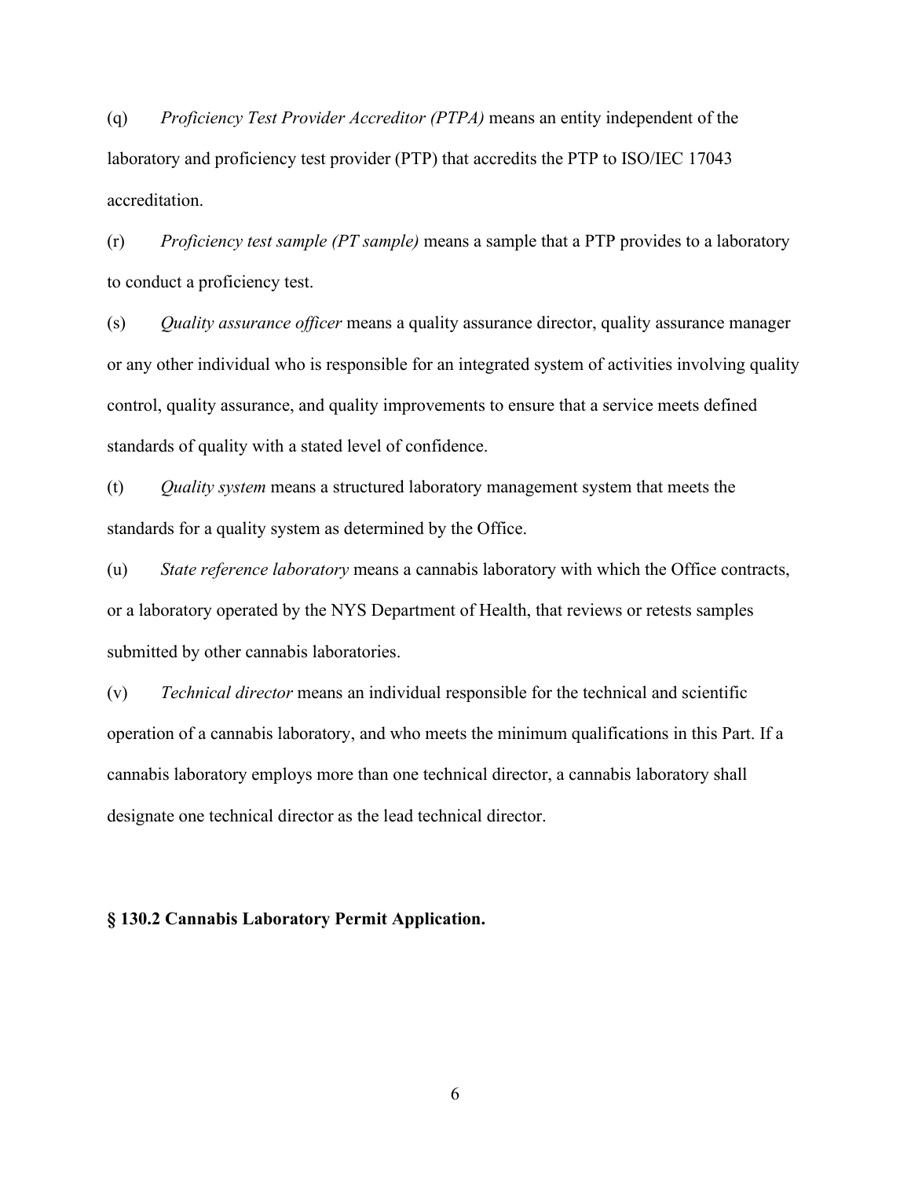(q) *Proficiency Test Provider Accreditor (PTPA)* means an entity independent of the laboratory and proficiency test provider (PTP) that accredits the PTP to ISO/IEC 17043 accreditation.

(r) *Proficiency test sample (PT sample)* means a sample that a PTP provides to a laboratory to conduct a proficiency test.

(s) *Quality assurance officer* means a quality assurance director, quality assurance manager or any other individual who is responsible for an integrated system of activities involving quality control, quality assurance, and quality improvements to ensure that a service meets defined standards of quality with a stated level of confidence.

(t) *Quality system* means a structured laboratory management system that meets the standards for a quality system as determined by the Office.

(u) *State reference laboratory* means a cannabis laboratory with which the Office contracts, or a laboratory operated by the NYS Department of Health, that reviews or retests samples submitted by other cannabis laboratories.

(v) *Technical director* means an individual responsible for the technical and scientific operation of a cannabis laboratory, and who meets the minimum qualifications in this Part. If a cannabis laboratory employs more than one technical director, a cannabis laboratory shall designate one technical director as the lead technical director.

**§ 130.2 Cannabis Laboratory Permit Application.**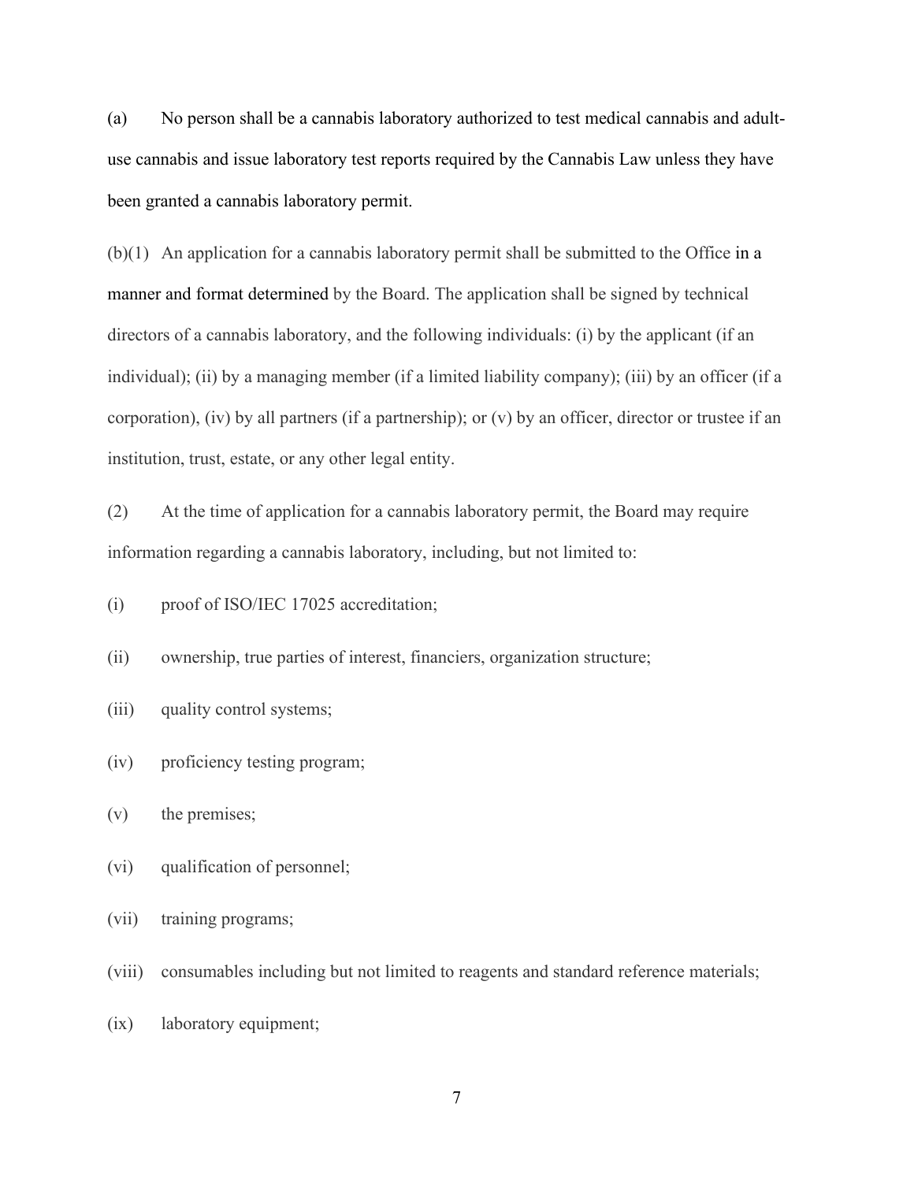(a) No person shall be a cannabis laboratory authorized to test medical cannabis and adult-use cannabis and issue laboratory test reports required by the Cannabis Law unless they have been granted a cannabis laboratory permit.

(b)(1) An application for a cannabis laboratory permit shall be submitted to the Office in a manner and format determined by the Board. The application shall be signed by technical directors of a cannabis laboratory, and the following individuals: (i) by the applicant (if an individual); (ii) by a managing member (if a limited liability company); (iii) by an officer (if a corporation), (iv) by all partners (if a partnership); or (v) by an officer, director or trustee if an institution, trust, estate, or any other legal entity.

(2) At the time of application for a cannabis laboratory permit, the Board may require information regarding a cannabis laboratory, including, but not limited to:

(i) proof of ISO/IEC 17025 accreditation;

(ii) ownership, true parties of interest, financiers, organization structure;

(iii) quality control systems;

(iv) proficiency testing program;

(v) the premises;

(vi) qualification of personnel;

(vii) training programs;

(viii) consumables including but not limited to reagents and standard reference materials;

(ix) laboratory equipment;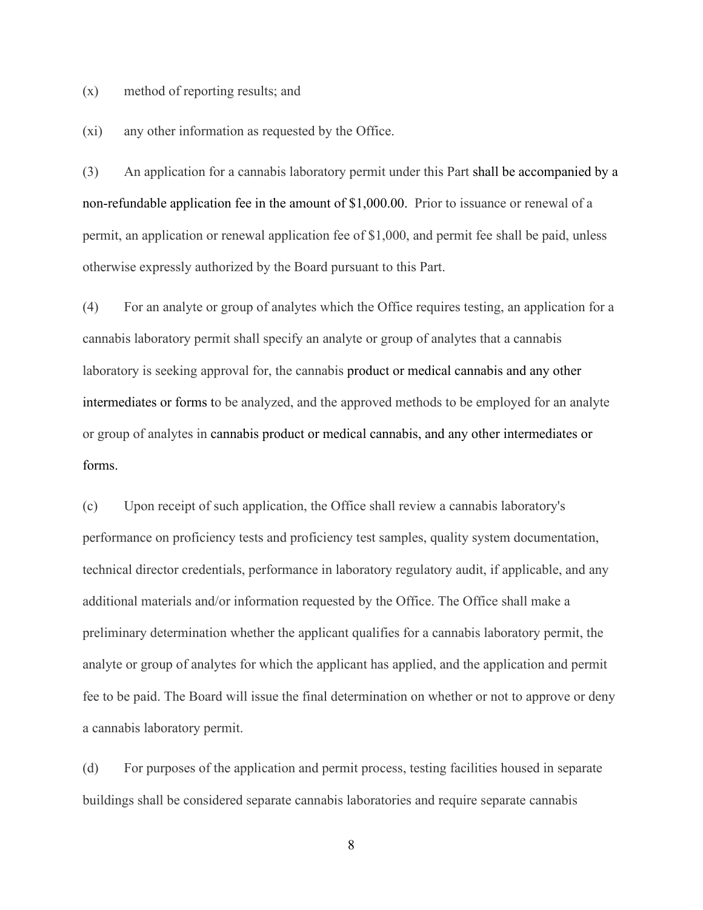(x) method of reporting results; and

(xi) any other information as requested by the Office.

(3) An application for a cannabis laboratory permit under this Part shall be accompanied by a non-refundable application fee in the amount of $1,000.00. Prior to issuance or renewal of a permit, an application or renewal application fee of $1,000, and permit fee shall be paid, unless otherwise expressly authorized by the Board pursuant to this Part.

(4) For an analyte or group of analytes which the Office requires testing, an application for a cannabis laboratory permit shall specify an analyte or group of analytes that a cannabis laboratory is seeking approval for, the cannabis product or medical cannabis and any other intermediates or forms to be analyzed, and the approved methods to be employed for an analyte or group of analytes in cannabis product or medical cannabis, and any other intermediates or forms.

(c) Upon receipt of such application, the Office shall review a cannabis laboratory's performance on proficiency tests and proficiency test samples, quality system documentation, technical director credentials, performance in laboratory regulatory audit, if applicable, and any additional materials and/or information requested by the Office. The Office shall make a preliminary determination whether the applicant qualifies for a cannabis laboratory permit, the analyte or group of analytes for which the applicant has applied, and the application and permit fee to be paid. The Board will issue the final determination on whether or not to approve or deny a cannabis laboratory permit.

(d) For purposes of the application and permit process, testing facilities housed in separate buildings shall be considered separate cannabis laboratories and require separate cannabis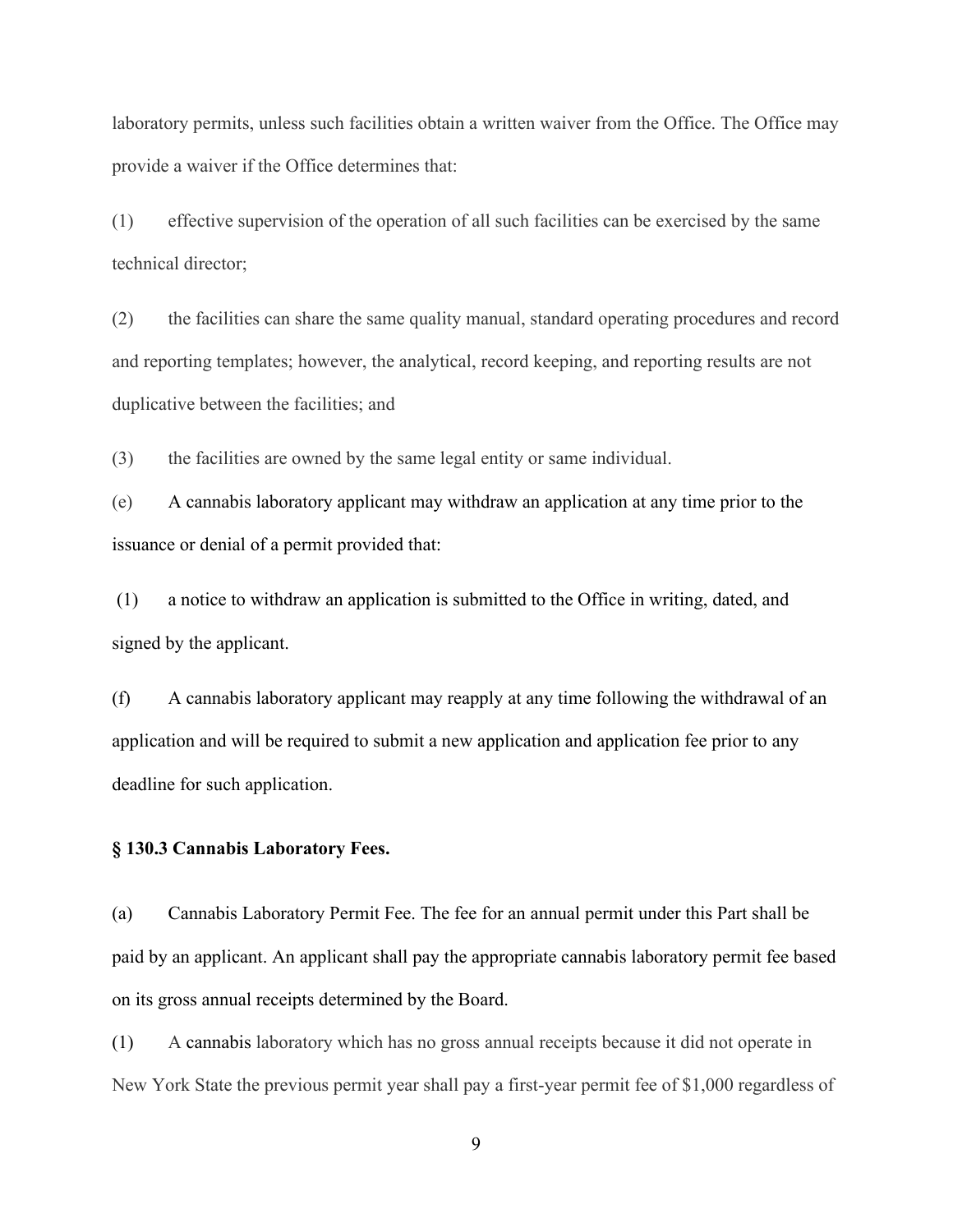laboratory permits, unless such facilities obtain a written waiver from the Office. The Office may provide a waiver if the Office determines that:

(1) effective supervision of the operation of all such facilities can be exercised by the same technical director;

(2) the facilities can share the same quality manual, standard operating procedures and record and reporting templates; however, the analytical, record keeping, and reporting results are not duplicative between the facilities; and

(3) the facilities are owned by the same legal entity or same individual.

(e) A cannabis laboratory applicant may withdraw an application at any time prior to the issuance or denial of a permit provided that:

(1) a notice to withdraw an application is submitted to the Office in writing, dated, and signed by the applicant.

(f) A cannabis laboratory applicant may reapply at any time following the withdrawal of an application and will be required to submit a new application and application fee prior to any deadline for such application.

**§ 130.3 Cannabis Laboratory Fees.**

(a) Cannabis Laboratory Permit Fee. The fee for an annual permit under this Part shall be paid by an applicant. An applicant shall pay the appropriate cannabis laboratory permit fee based on its gross annual receipts determined by the Board.

(1) A cannabis laboratory which has no gross annual receipts because it did not operate in New York State the previous permit year shall pay a first-year permit fee of $1,000 regardless of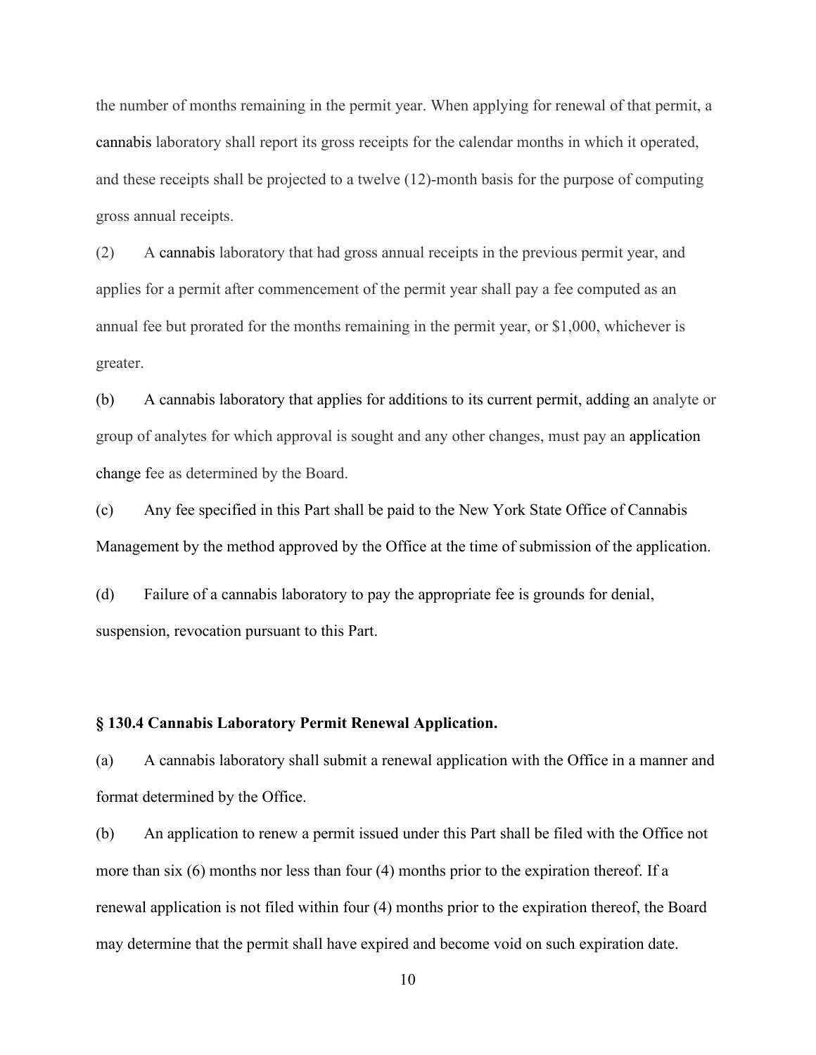the number of months remaining in the permit year. When applying for renewal of that permit, a cannabis laboratory shall report its gross receipts for the calendar months in which it operated, and these receipts shall be projected to a twelve (12)-month basis for the purpose of computing gross annual receipts.

(2) A cannabis laboratory that had gross annual receipts in the previous permit year, and applies for a permit after commencement of the permit year shall pay a fee computed as an annual fee but prorated for the months remaining in the permit year, or $1,000, whichever is greater.

(b) A cannabis laboratory that applies for additions to its current permit, adding an analyte or group of analytes for which approval is sought and any other changes, must pay an application change fee as determined by the Board.

(c) Any fee specified in this Part shall be paid to the New York State Office of Cannabis Management by the method approved by the Office at the time of submission of the application.

(d) Failure of a cannabis laboratory to pay the appropriate fee is grounds for denial, suspension, revocation pursuant to this Part.

### § 130.4 Cannabis Laboratory Permit Renewal Application.

(a) A cannabis laboratory shall submit a renewal application with the Office in a manner and format determined by the Office.

(b) An application to renew a permit issued under this Part shall be filed with the Office not more than six (6) months nor less than four (4) months prior to the expiration thereof. If a renewal application is not filed within four (4) months prior to the expiration thereof, the Board may determine that the permit shall have expired and become void on such expiration date.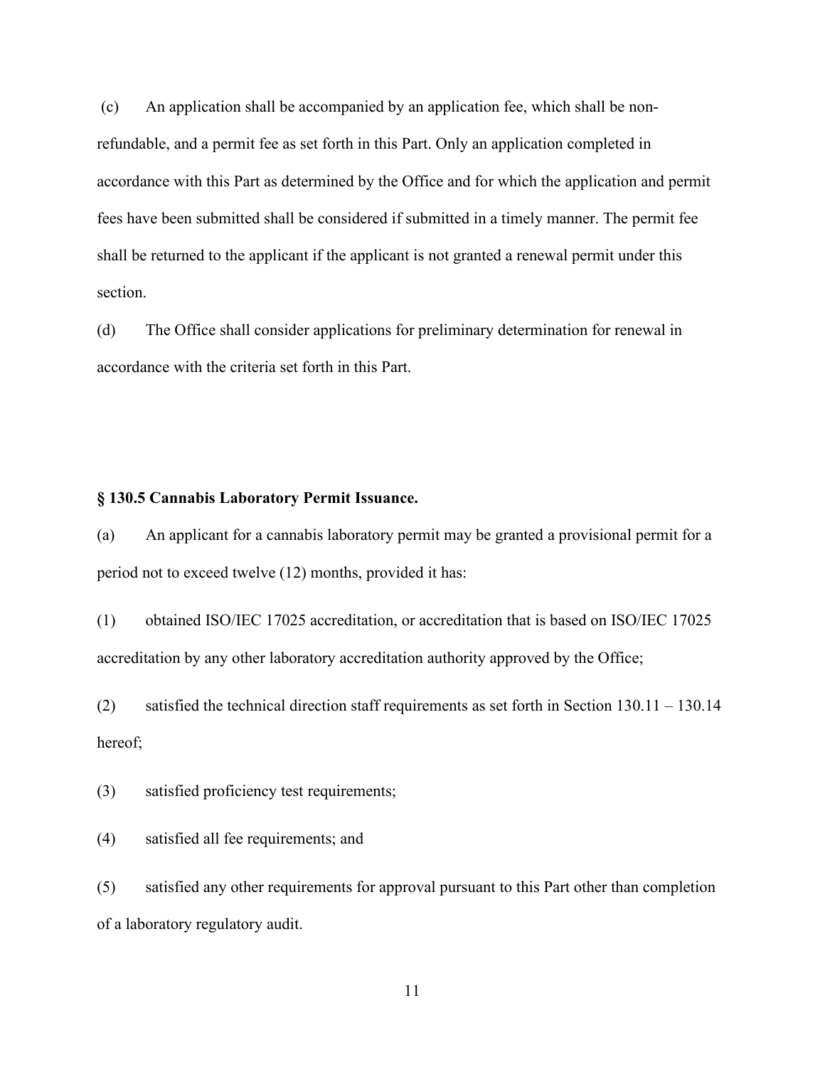(c) An application shall be accompanied by an application fee, which shall be non-refundable, and a permit fee as set forth in this Part. Only an application completed in accordance with this Part as determined by the Office and for which the application and permit fees have been submitted shall be considered if submitted in a timely manner. The permit fee shall be returned to the applicant if the applicant is not granted a renewal permit under this section.

(d) The Office shall consider applications for preliminary determination for renewal in accordance with the criteria set forth in this Part.

**§ 130.5 Cannabis Laboratory Permit Issuance.**

(a) An applicant for a cannabis laboratory permit may be granted a provisional permit for a period not to exceed twelve (12) months, provided it has:

(1) obtained ISO/IEC 17025 accreditation, or accreditation that is based on ISO/IEC 17025 accreditation by any other laboratory accreditation authority approved by the Office;

(2) satisfied the technical direction staff requirements as set forth in Section 130.11 – 130.14 hereof;

(3) satisfied proficiency test requirements;

(4) satisfied all fee requirements; and

(5) satisfied any other requirements for approval pursuant to this Part other than completion of a laboratory regulatory audit.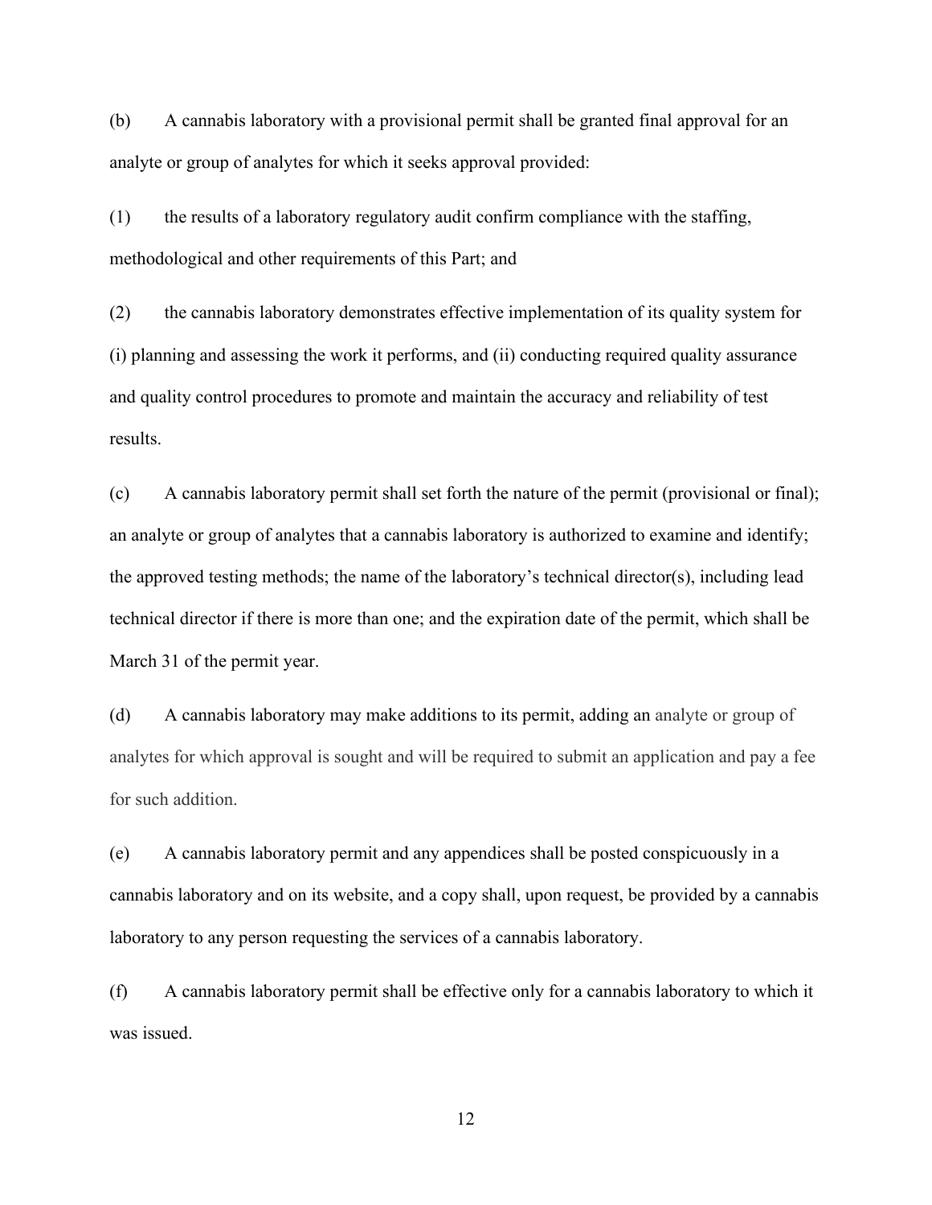(b) A cannabis laboratory with a provisional permit shall be granted final approval for an analyte or group of analytes for which it seeks approval provided:

(1) the results of a laboratory regulatory audit confirm compliance with the staffing, methodological and other requirements of this Part; and

(2) the cannabis laboratory demonstrates effective implementation of its quality system for (i) planning and assessing the work it performs, and (ii) conducting required quality assurance and quality control procedures to promote and maintain the accuracy and reliability of test results.

(c) A cannabis laboratory permit shall set forth the nature of the permit (provisional or final); an analyte or group of analytes that a cannabis laboratory is authorized to examine and identify; the approved testing methods; the name of the laboratory's technical director(s), including lead technical director if there is more than one; and the expiration date of the permit, which shall be March 31 of the permit year.

(d) A cannabis laboratory may make additions to its permit, adding an analyte or group of analytes for which approval is sought and will be required to submit an application and pay a fee for such addition.

(e) A cannabis laboratory permit and any appendices shall be posted conspicuously in a cannabis laboratory and on its website, and a copy shall, upon request, be provided by a cannabis laboratory to any person requesting the services of a cannabis laboratory.

(f) A cannabis laboratory permit shall be effective only for a cannabis laboratory to which it was issued.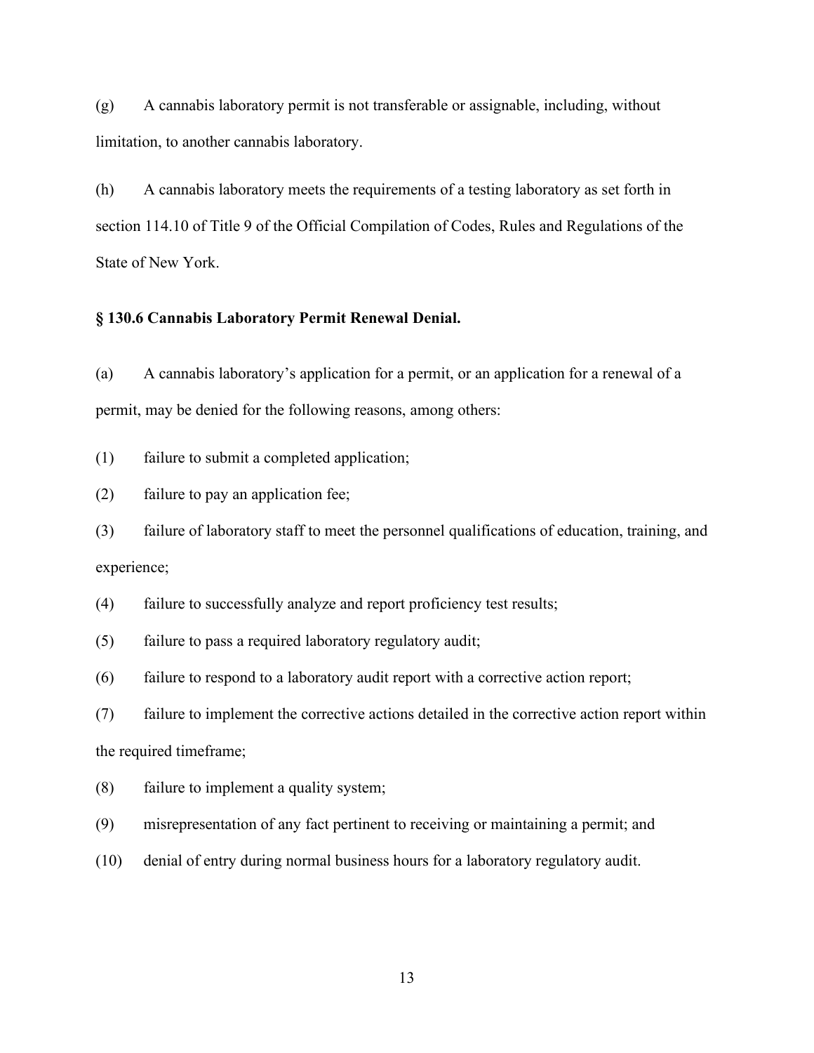(g) A cannabis laboratory permit is not transferable or assignable, including, without limitation, to another cannabis laboratory.

(h) A cannabis laboratory meets the requirements of a testing laboratory as set forth in section 114.10 of Title 9 of the Official Compilation of Codes, Rules and Regulations of the State of New York.

**§ 130.6 Cannabis Laboratory Permit Renewal Denial.**

(a) A cannabis laboratory's application for a permit, or an application for a renewal of a permit, may be denied for the following reasons, among others:

(1) failure to submit a completed application;

(2) failure to pay an application fee;

(3) failure of laboratory staff to meet the personnel qualifications of education, training, and experience;

(4) failure to successfully analyze and report proficiency test results;

(5) failure to pass a required laboratory regulatory audit;

(6) failure to respond to a laboratory audit report with a corrective action report;

(7) failure to implement the corrective actions detailed in the corrective action report within the required timeframe;

(8) failure to implement a quality system;

(9) misrepresentation of any fact pertinent to receiving or maintaining a permit; and

(10) denial of entry during normal business hours for a laboratory regulatory audit.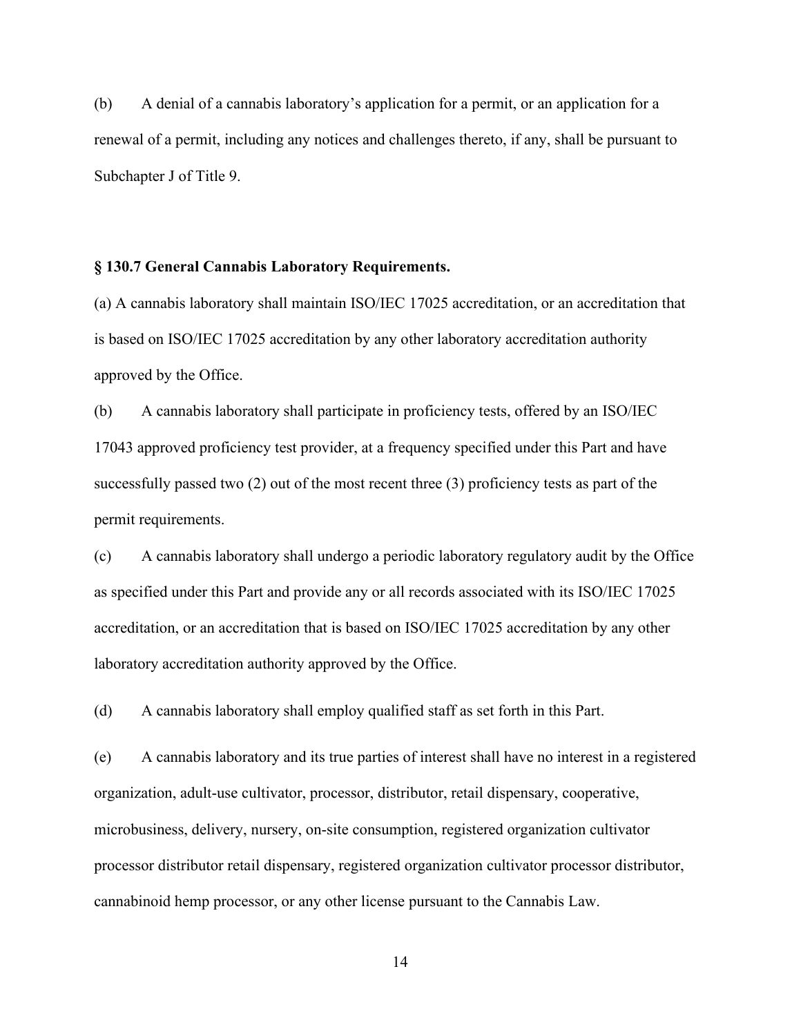(b) A denial of a cannabis laboratory's application for a permit, or an application for a renewal of a permit, including any notices and challenges thereto, if any, shall be pursuant to Subchapter J of Title 9.

### § 130.7 General Cannabis Laboratory Requirements.

(a) A cannabis laboratory shall maintain ISO/IEC 17025 accreditation, or an accreditation that is based on ISO/IEC 17025 accreditation by any other laboratory accreditation authority approved by the Office.

(b) A cannabis laboratory shall participate in proficiency tests, offered by an ISO/IEC 17043 approved proficiency test provider, at a frequency specified under this Part and have successfully passed two (2) out of the most recent three (3) proficiency tests as part of the permit requirements.

(c) A cannabis laboratory shall undergo a periodic laboratory regulatory audit by the Office as specified under this Part and provide any or all records associated with its ISO/IEC 17025 accreditation, or an accreditation that is based on ISO/IEC 17025 accreditation by any other laboratory accreditation authority approved by the Office.

(d) A cannabis laboratory shall employ qualified staff as set forth in this Part.

(e) A cannabis laboratory and its true parties of interest shall have no interest in a registered organization, adult-use cultivator, processor, distributor, retail dispensary, cooperative, microbusiness, delivery, nursery, on-site consumption, registered organization cultivator processor distributor retail dispensary, registered organization cultivator processor distributor, cannabinoid hemp processor, or any other license pursuant to the Cannabis Law.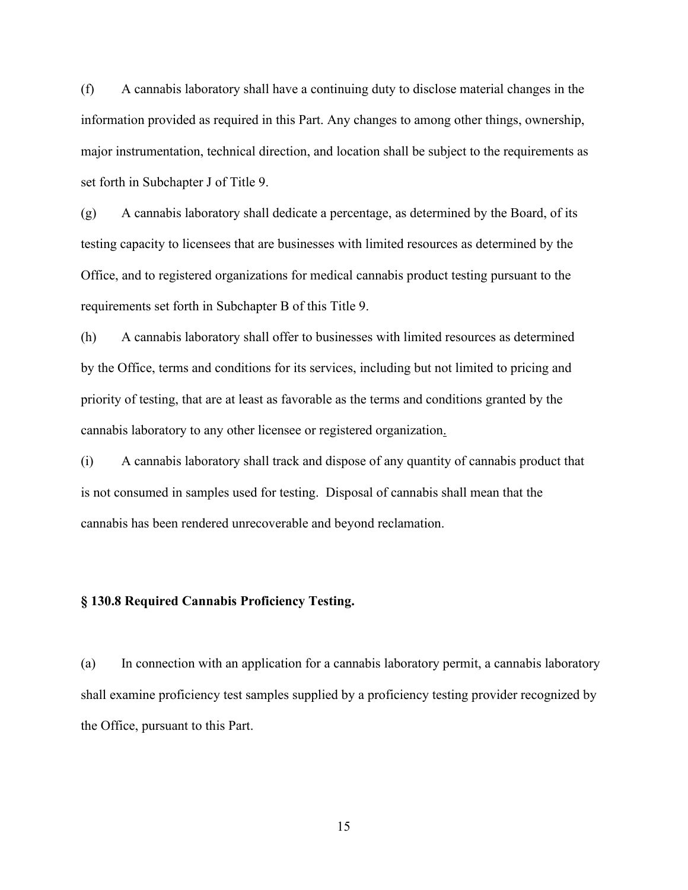(f) A cannabis laboratory shall have a continuing duty to disclose material changes in the information provided as required in this Part. Any changes to among other things, ownership, major instrumentation, technical direction, and location shall be subject to the requirements as set forth in Subchapter J of Title 9.

(g) A cannabis laboratory shall dedicate a percentage, as determined by the Board, of its testing capacity to licensees that are businesses with limited resources as determined by the Office, and to registered organizations for medical cannabis product testing pursuant to the requirements set forth in Subchapter B of this Title 9.

(h) A cannabis laboratory shall offer to businesses with limited resources as determined by the Office, terms and conditions for its services, including but not limited to pricing and priority of testing, that are at least as favorable as the terms and conditions granted by the cannabis laboratory to any other licensee or registered organization.

(i) A cannabis laboratory shall track and dispose of any quantity of cannabis product that is not consumed in samples used for testing. Disposal of cannabis shall mean that the cannabis has been rendered unrecoverable and beyond reclamation.

### § 130.8 Required Cannabis Proficiency Testing.

(a) In connection with an application for a cannabis laboratory permit, a cannabis laboratory shall examine proficiency test samples supplied by a proficiency testing provider recognized by the Office, pursuant to this Part.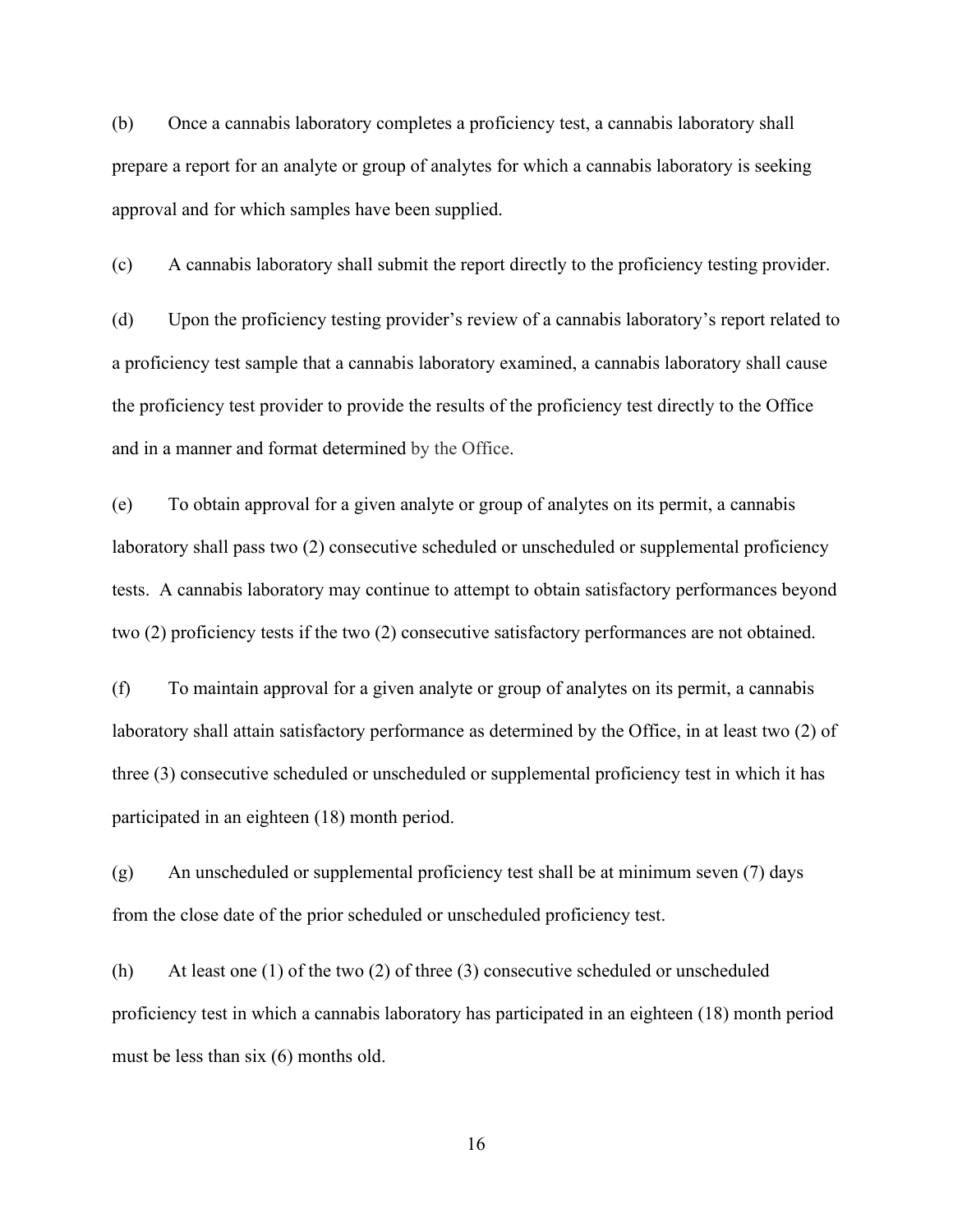(b) Once a cannabis laboratory completes a proficiency test, a cannabis laboratory shall prepare a report for an analyte or group of analytes for which a cannabis laboratory is seeking approval and for which samples have been supplied.

(c) A cannabis laboratory shall submit the report directly to the proficiency testing provider.

(d) Upon the proficiency testing provider's review of a cannabis laboratory's report related to a proficiency test sample that a cannabis laboratory examined, a cannabis laboratory shall cause the proficiency test provider to provide the results of the proficiency test directly to the Office and in a manner and format determined by the Office.

(e) To obtain approval for a given analyte or group of analytes on its permit, a cannabis laboratory shall pass two (2) consecutive scheduled or unscheduled or supplemental proficiency tests. A cannabis laboratory may continue to attempt to obtain satisfactory performances beyond two (2) proficiency tests if the two (2) consecutive satisfactory performances are not obtained.

(f) To maintain approval for a given analyte or group of analytes on its permit, a cannabis laboratory shall attain satisfactory performance as determined by the Office, in at least two (2) of three (3) consecutive scheduled or unscheduled or supplemental proficiency test in which it has participated in an eighteen (18) month period.

(g) An unscheduled or supplemental proficiency test shall be at minimum seven (7) days from the close date of the prior scheduled or unscheduled proficiency test.

(h) At least one (1) of the two (2) of three (3) consecutive scheduled or unscheduled proficiency test in which a cannabis laboratory has participated in an eighteen (18) month period must be less than six (6) months old.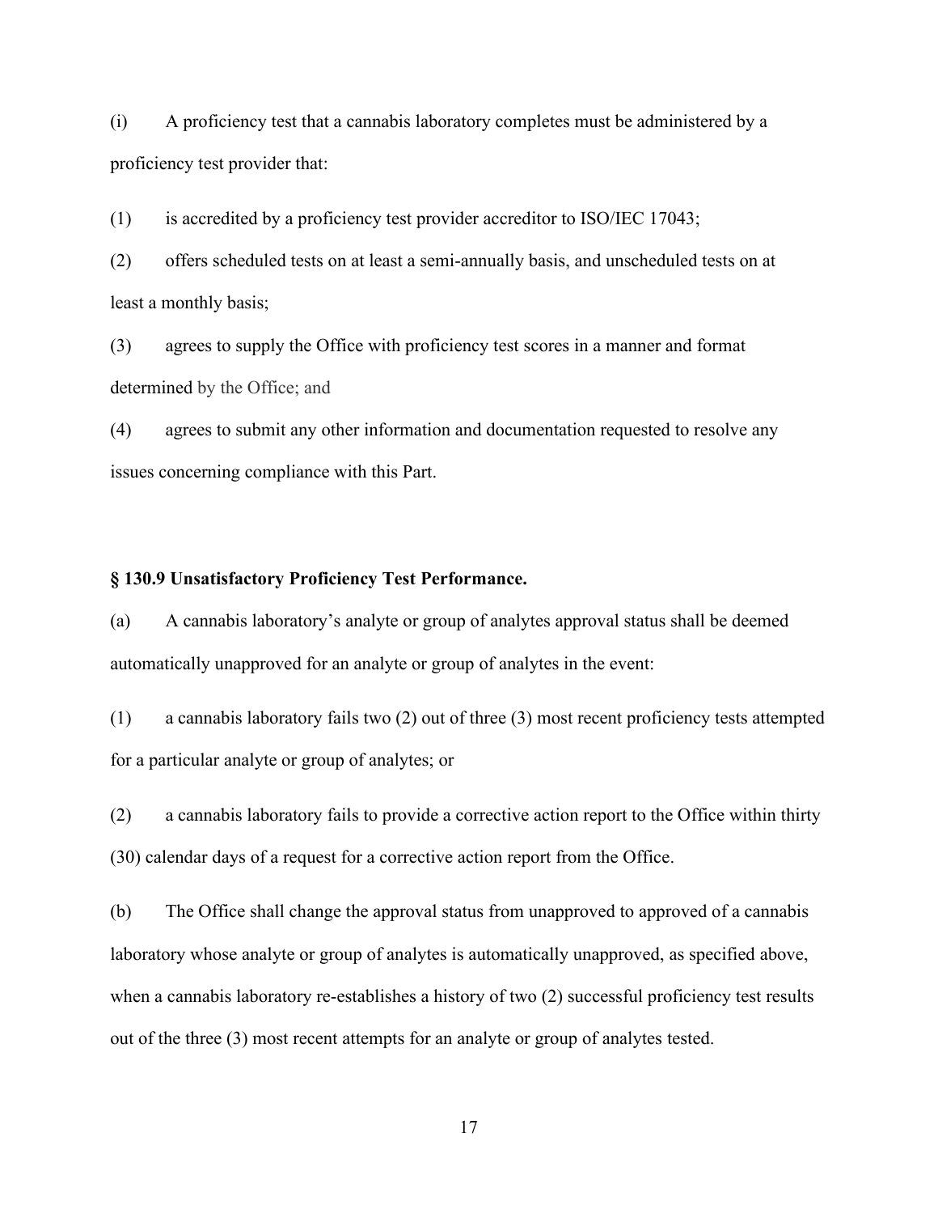(i) A proficiency test that a cannabis laboratory completes must be administered by a proficiency test provider that:

(1) is accredited by a proficiency test provider accreditor to ISO/IEC 17043;

(2) offers scheduled tests on at least a semi-annually basis, and unscheduled tests on at least a monthly basis;

(3) agrees to supply the Office with proficiency test scores in a manner and format determined by the Office; and

(4) agrees to submit any other information and documentation requested to resolve any issues concerning compliance with this Part.

### § 130.9 Unsatisfactory Proficiency Test Performance.

(a) A cannabis laboratory's analyte or group of analytes approval status shall be deemed automatically unapproved for an analyte or group of analytes in the event:

(1) a cannabis laboratory fails two (2) out of three (3) most recent proficiency tests attempted for a particular analyte or group of analytes; or

(2) a cannabis laboratory fails to provide a corrective action report to the Office within thirty (30) calendar days of a request for a corrective action report from the Office.

(b) The Office shall change the approval status from unapproved to approved of a cannabis laboratory whose analyte or group of analytes is automatically unapproved, as specified above, when a cannabis laboratory re-establishes a history of two (2) successful proficiency test results out of the three (3) most recent attempts for an analyte or group of analytes tested.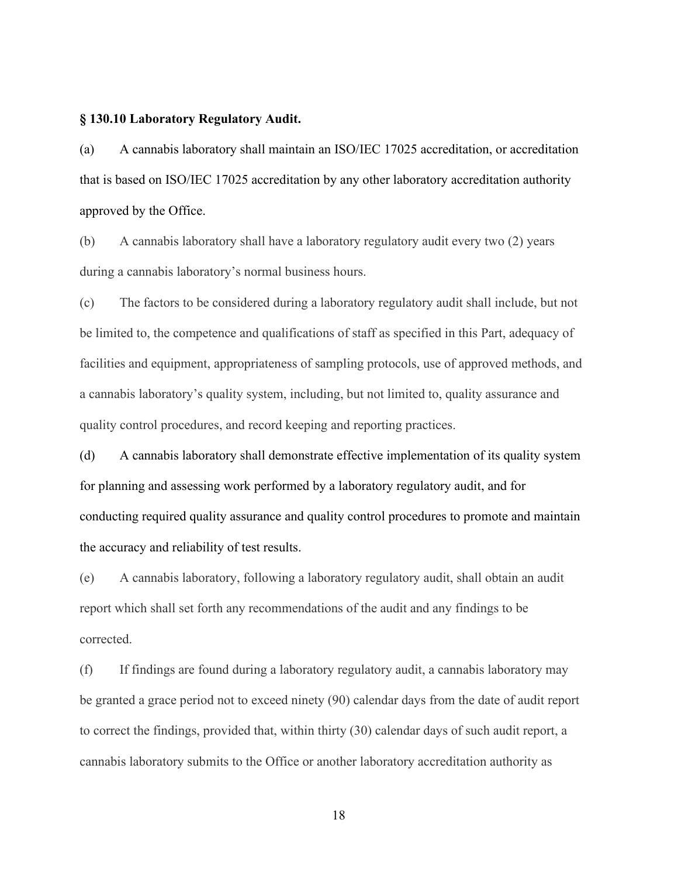**§ 130.10 Laboratory Regulatory Audit.**

(a) A cannabis laboratory shall maintain an ISO/IEC 17025 accreditation, or accreditation that is based on ISO/IEC 17025 accreditation by any other laboratory accreditation authority approved by the Office.

(b) A cannabis laboratory shall have a laboratory regulatory audit every two (2) years during a cannabis laboratory's normal business hours.

(c) The factors to be considered during a laboratory regulatory audit shall include, but not be limited to, the competence and qualifications of staff as specified in this Part, adequacy of facilities and equipment, appropriateness of sampling protocols, use of approved methods, and a cannabis laboratory's quality system, including, but not limited to, quality assurance and quality control procedures, and record keeping and reporting practices.

(d) A cannabis laboratory shall demonstrate effective implementation of its quality system for planning and assessing work performed by a laboratory regulatory audit, and for conducting required quality assurance and quality control procedures to promote and maintain the accuracy and reliability of test results.

(e) A cannabis laboratory, following a laboratory regulatory audit, shall obtain an audit report which shall set forth any recommendations of the audit and any findings to be corrected.

(f) If findings are found during a laboratory regulatory audit, a cannabis laboratory may be granted a grace period not to exceed ninety (90) calendar days from the date of audit report to correct the findings, provided that, within thirty (30) calendar days of such audit report, a cannabis laboratory submits to the Office or another laboratory accreditation authority as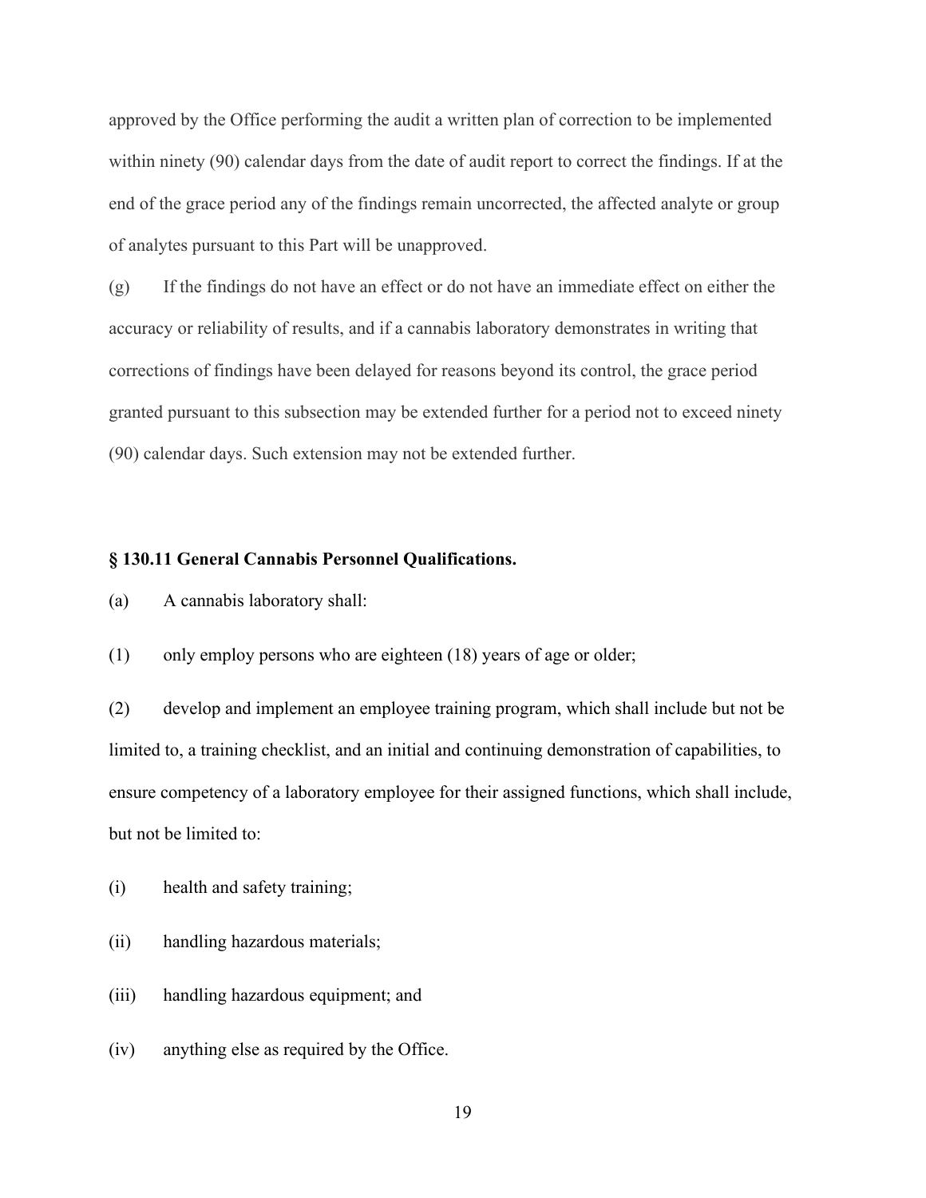approved by the Office performing the audit a written plan of correction to be implemented within ninety (90) calendar days from the date of audit report to correct the findings. If at the end of the grace period any of the findings remain uncorrected, the affected analyte or group of analytes pursuant to this Part will be unapproved.

(g) If the findings do not have an effect or do not have an immediate effect on either the accuracy or reliability of results, and if a cannabis laboratory demonstrates in writing that corrections of findings have been delayed for reasons beyond its control, the grace period granted pursuant to this subsection may be extended further for a period not to exceed ninety (90) calendar days. Such extension may not be extended further.

### § 130.11 General Cannabis Personnel Qualifications.

(a) A cannabis laboratory shall:

(1) only employ persons who are eighteen (18) years of age or older;

(2) develop and implement an employee training program, which shall include but not be limited to, a training checklist, and an initial and continuing demonstration of capabilities, to ensure competency of a laboratory employee for their assigned functions, which shall include, but not be limited to:

(i) health and safety training;

(ii) handling hazardous materials;

(iii) handling hazardous equipment; and

(iv) anything else as required by the Office.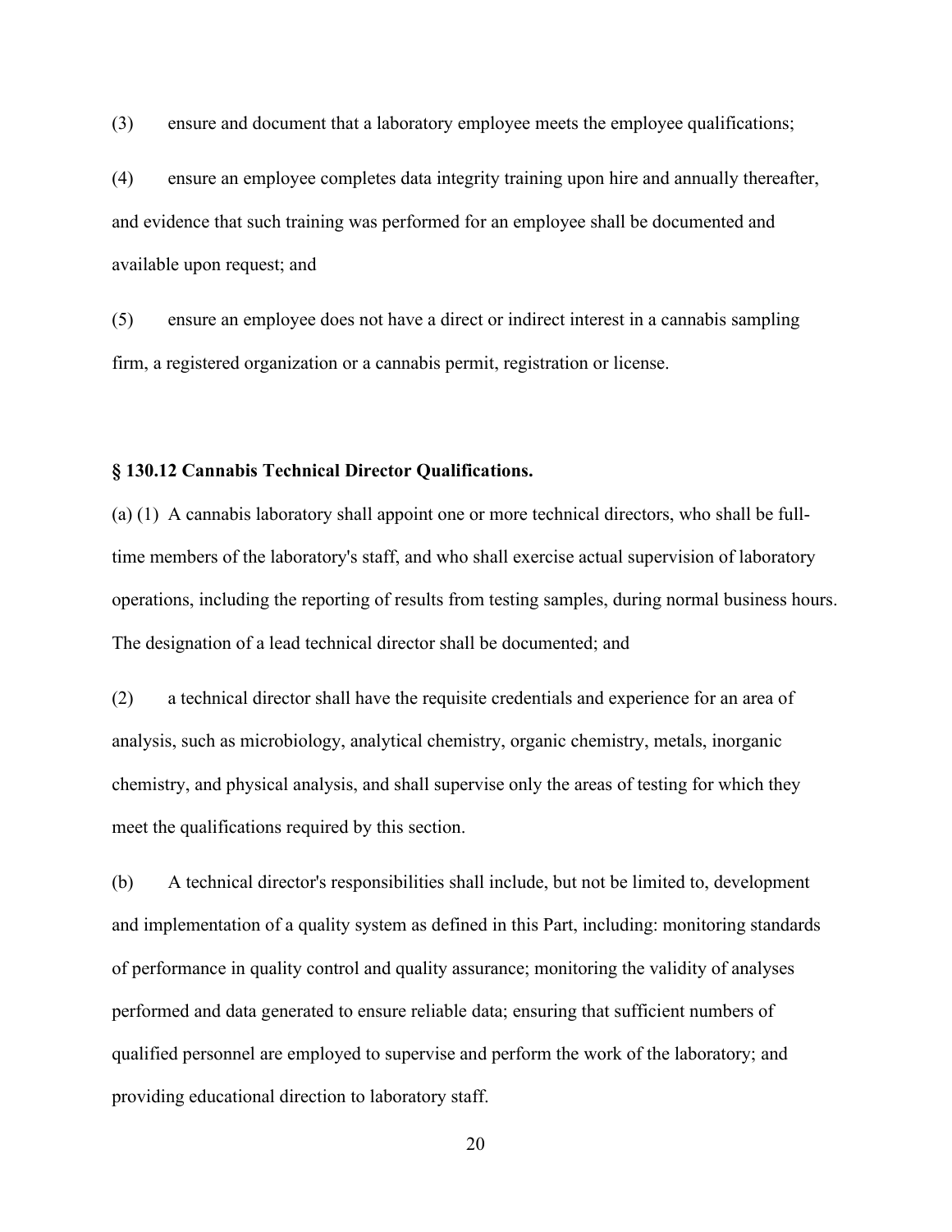(3) ensure and document that a laboratory employee meets the employee qualifications;

(4) ensure an employee completes data integrity training upon hire and annually thereafter, and evidence that such training was performed for an employee shall be documented and available upon request; and

(5) ensure an employee does not have a direct or indirect interest in a cannabis sampling firm, a registered organization or a cannabis permit, registration or license.

**§ 130.12 Cannabis Technical Director Qualifications.**

(a) (1) A cannabis laboratory shall appoint one or more technical directors, who shall be full-time members of the laboratory's staff, and who shall exercise actual supervision of laboratory operations, including the reporting of results from testing samples, during normal business hours. The designation of a lead technical director shall be documented; and

(2) a technical director shall have the requisite credentials and experience for an area of analysis, such as microbiology, analytical chemistry, organic chemistry, metals, inorganic chemistry, and physical analysis, and shall supervise only the areas of testing for which they meet the qualifications required by this section.

(b) A technical director's responsibilities shall include, but not be limited to, development and implementation of a quality system as defined in this Part, including: monitoring standards of performance in quality control and quality assurance; monitoring the validity of analyses performed and data generated to ensure reliable data; ensuring that sufficient numbers of qualified personnel are employed to supervise and perform the work of the laboratory; and providing educational direction to laboratory staff.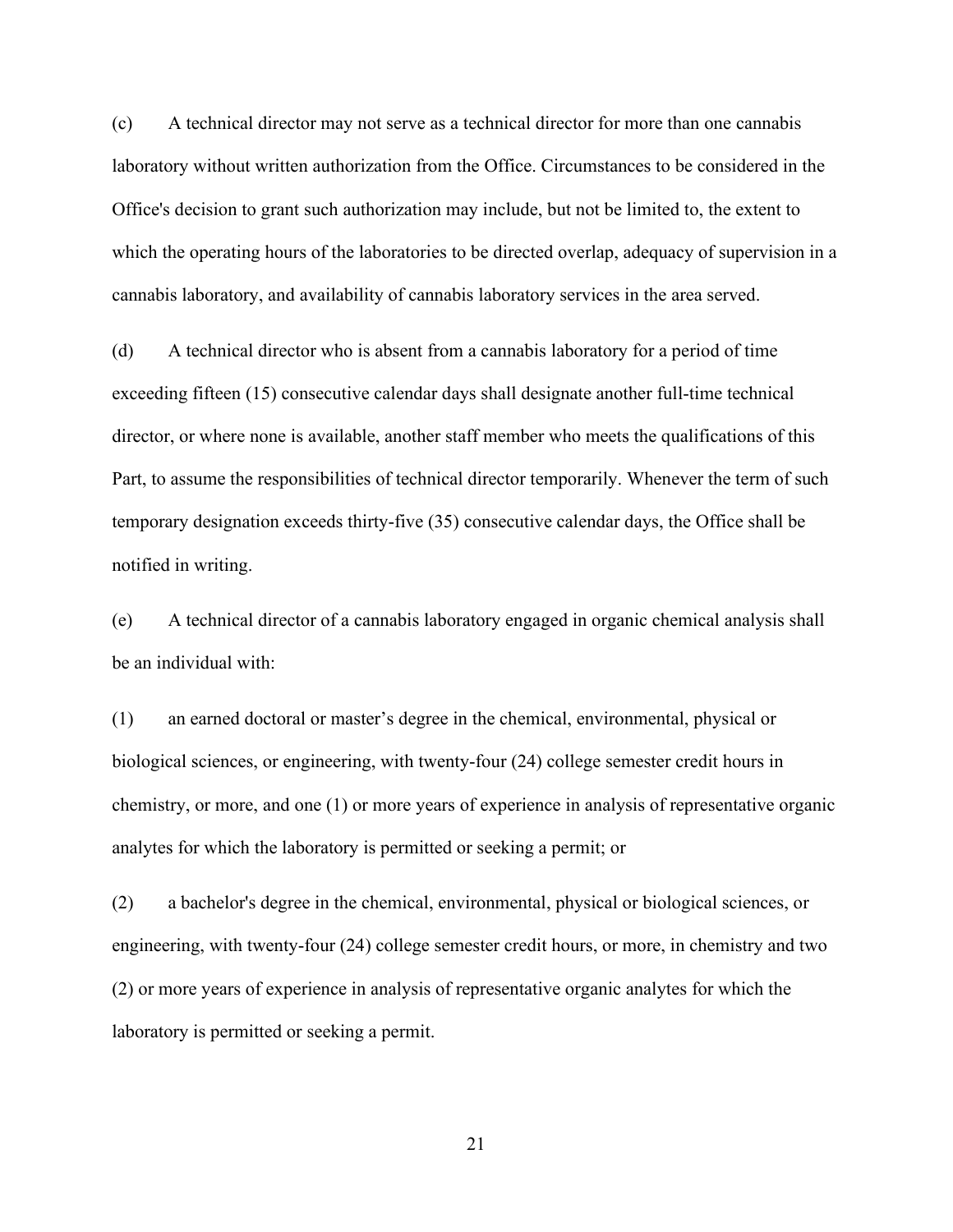(c) A technical director may not serve as a technical director for more than one cannabis laboratory without written authorization from the Office. Circumstances to be considered in the Office's decision to grant such authorization may include, but not be limited to, the extent to which the operating hours of the laboratories to be directed overlap, adequacy of supervision in a cannabis laboratory, and availability of cannabis laboratory services in the area served.

(d) A technical director who is absent from a cannabis laboratory for a period of time exceeding fifteen (15) consecutive calendar days shall designate another full-time technical director, or where none is available, another staff member who meets the qualifications of this Part, to assume the responsibilities of technical director temporarily. Whenever the term of such temporary designation exceeds thirty-five (35) consecutive calendar days, the Office shall be notified in writing.

(e) A technical director of a cannabis laboratory engaged in organic chemical analysis shall be an individual with:

(1) an earned doctoral or master's degree in the chemical, environmental, physical or biological sciences, or engineering, with twenty-four (24) college semester credit hours in chemistry, or more, and one (1) or more years of experience in analysis of representative organic analytes for which the laboratory is permitted or seeking a permit; or

(2) a bachelor's degree in the chemical, environmental, physical or biological sciences, or engineering, with twenty-four (24) college semester credit hours, or more, in chemistry and two (2) or more years of experience in analysis of representative organic analytes for which the laboratory is permitted or seeking a permit.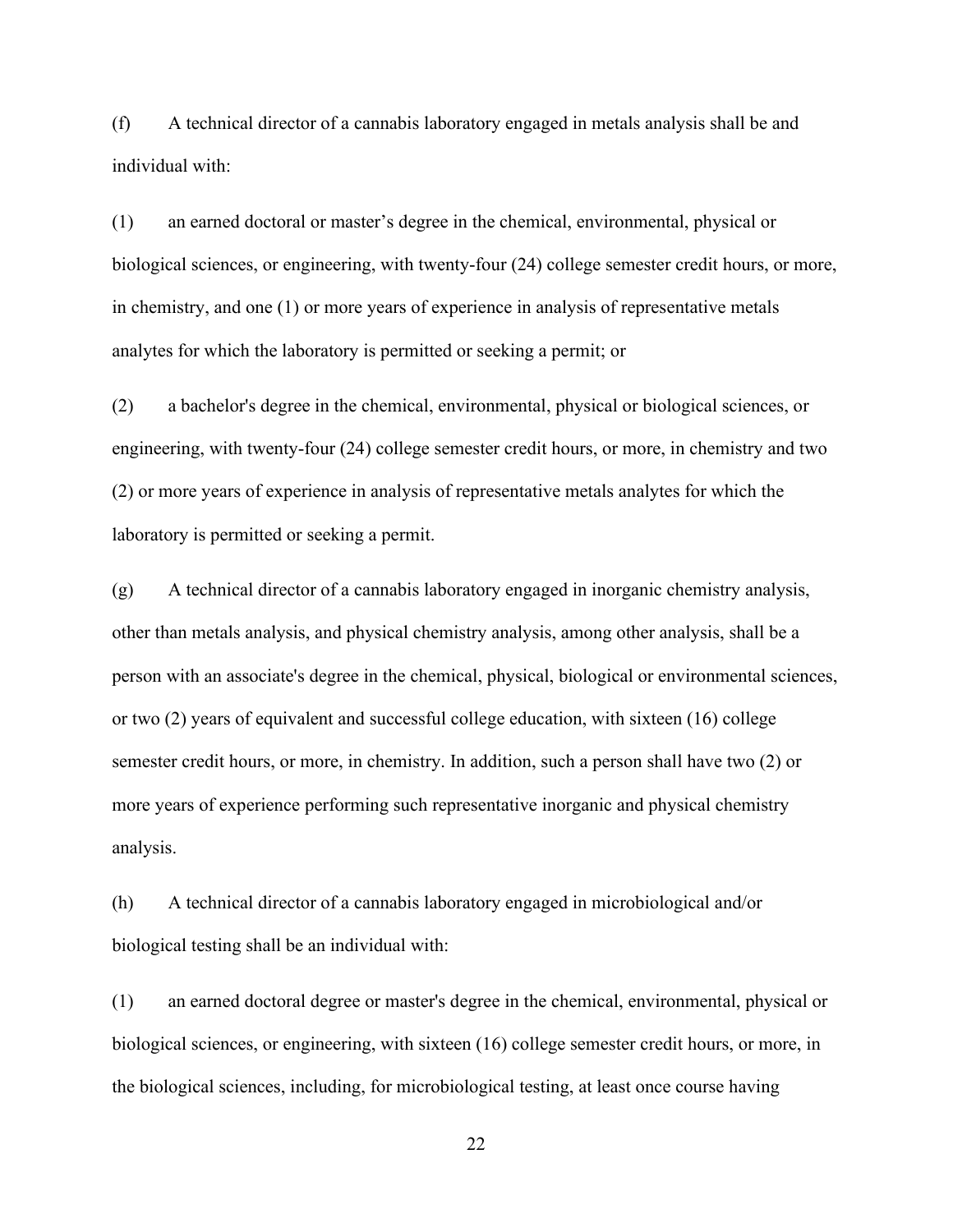(f) A technical director of a cannabis laboratory engaged in metals analysis shall be and individual with:

(1) an earned doctoral or master's degree in the chemical, environmental, physical or biological sciences, or engineering, with twenty-four (24) college semester credit hours, or more, in chemistry, and one (1) or more years of experience in analysis of representative metals analytes for which the laboratory is permitted or seeking a permit; or

(2) a bachelor's degree in the chemical, environmental, physical or biological sciences, or engineering, with twenty-four (24) college semester credit hours, or more, in chemistry and two (2) or more years of experience in analysis of representative metals analytes for which the laboratory is permitted or seeking a permit.

(g) A technical director of a cannabis laboratory engaged in inorganic chemistry analysis, other than metals analysis, and physical chemistry analysis, among other analysis, shall be a person with an associate's degree in the chemical, physical, biological or environmental sciences, or two (2) years of equivalent and successful college education, with sixteen (16) college semester credit hours, or more, in chemistry. In addition, such a person shall have two (2) or more years of experience performing such representative inorganic and physical chemistry analysis.

(h) A technical director of a cannabis laboratory engaged in microbiological and/or biological testing shall be an individual with:

(1) an earned doctoral degree or master's degree in the chemical, environmental, physical or biological sciences, or engineering, with sixteen (16) college semester credit hours, or more, in the biological sciences, including, for microbiological testing, at least once course having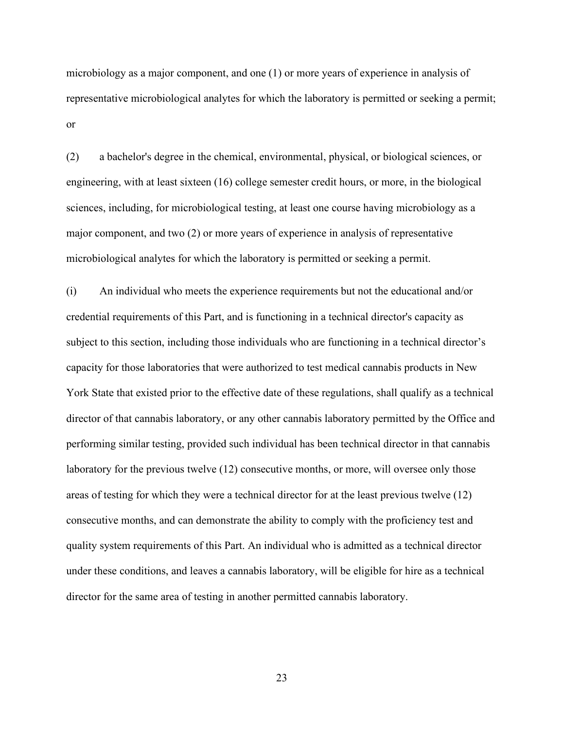microbiology as a major component, and one (1) or more years of experience in analysis of representative microbiological analytes for which the laboratory is permitted or seeking a permit; or

(2) a bachelor's degree in the chemical, environmental, physical, or biological sciences, or engineering, with at least sixteen (16) college semester credit hours, or more, in the biological sciences, including, for microbiological testing, at least one course having microbiology as a major component, and two (2) or more years of experience in analysis of representative microbiological analytes for which the laboratory is permitted or seeking a permit.

(i) An individual who meets the experience requirements but not the educational and/or credential requirements of this Part, and is functioning in a technical director's capacity as subject to this section, including those individuals who are functioning in a technical director's capacity for those laboratories that were authorized to test medical cannabis products in New York State that existed prior to the effective date of these regulations, shall qualify as a technical director of that cannabis laboratory, or any other cannabis laboratory permitted by the Office and performing similar testing, provided such individual has been technical director in that cannabis laboratory for the previous twelve (12) consecutive months, or more, will oversee only those areas of testing for which they were a technical director for at the least previous twelve (12) consecutive months, and can demonstrate the ability to comply with the proficiency test and quality system requirements of this Part. An individual who is admitted as a technical director under these conditions, and leaves a cannabis laboratory, will be eligible for hire as a technical director for the same area of testing in another permitted cannabis laboratory.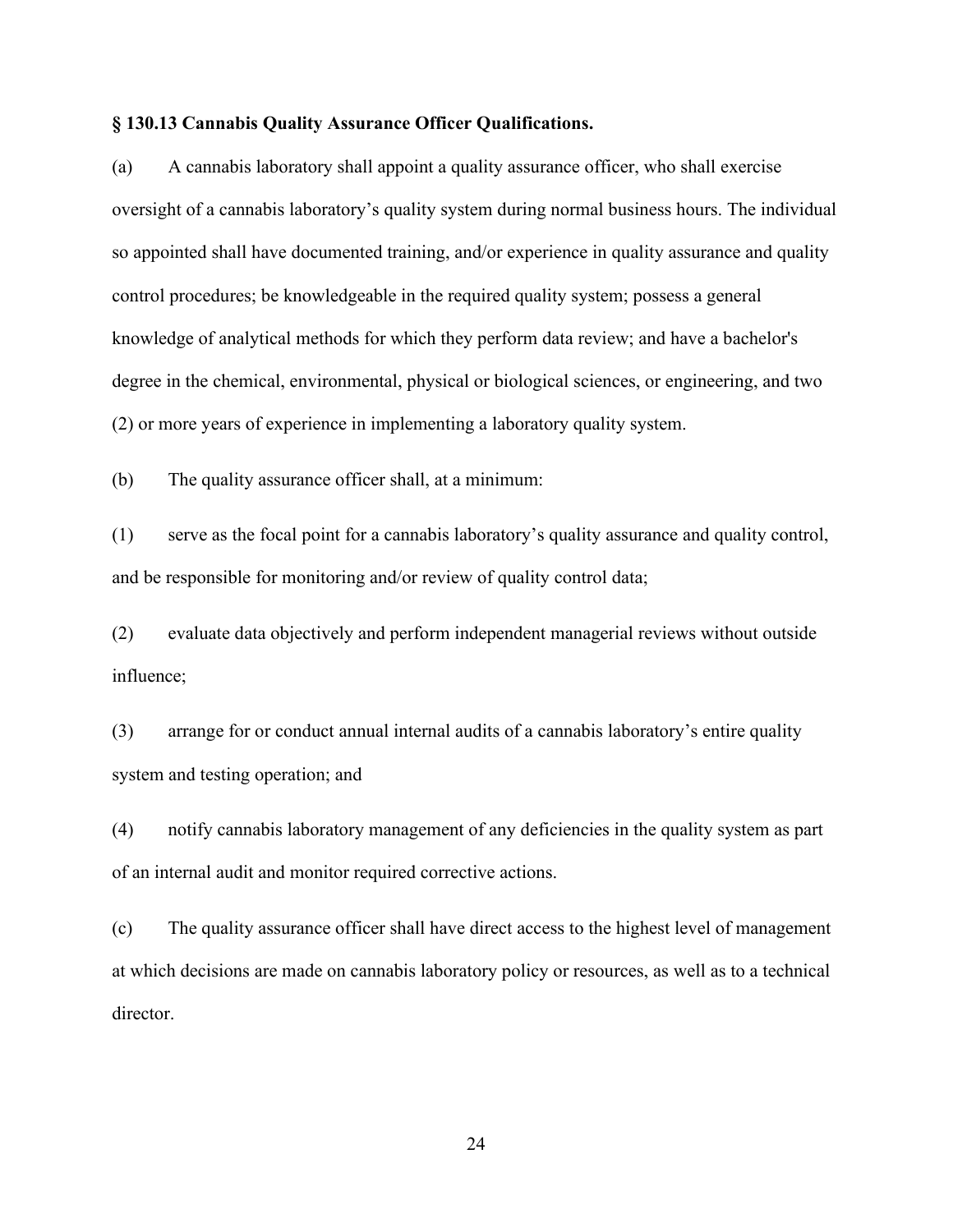**§ 130.13 Cannabis Quality Assurance Officer Qualifications.**

(a) A cannabis laboratory shall appoint a quality assurance officer, who shall exercise oversight of a cannabis laboratory's quality system during normal business hours. The individual so appointed shall have documented training, and/or experience in quality assurance and quality control procedures; be knowledgeable in the required quality system; possess a general knowledge of analytical methods for which they perform data review; and have a bachelor's degree in the chemical, environmental, physical or biological sciences, or engineering, and two (2) or more years of experience in implementing a laboratory quality system.

(b) The quality assurance officer shall, at a minimum:

(1) serve as the focal point for a cannabis laboratory's quality assurance and quality control, and be responsible for monitoring and/or review of quality control data;

(2) evaluate data objectively and perform independent managerial reviews without outside influence;

(3) arrange for or conduct annual internal audits of a cannabis laboratory's entire quality system and testing operation; and

(4) notify cannabis laboratory management of any deficiencies in the quality system as part of an internal audit and monitor required corrective actions.

(c) The quality assurance officer shall have direct access to the highest level of management at which decisions are made on cannabis laboratory policy or resources, as well as to a technical director.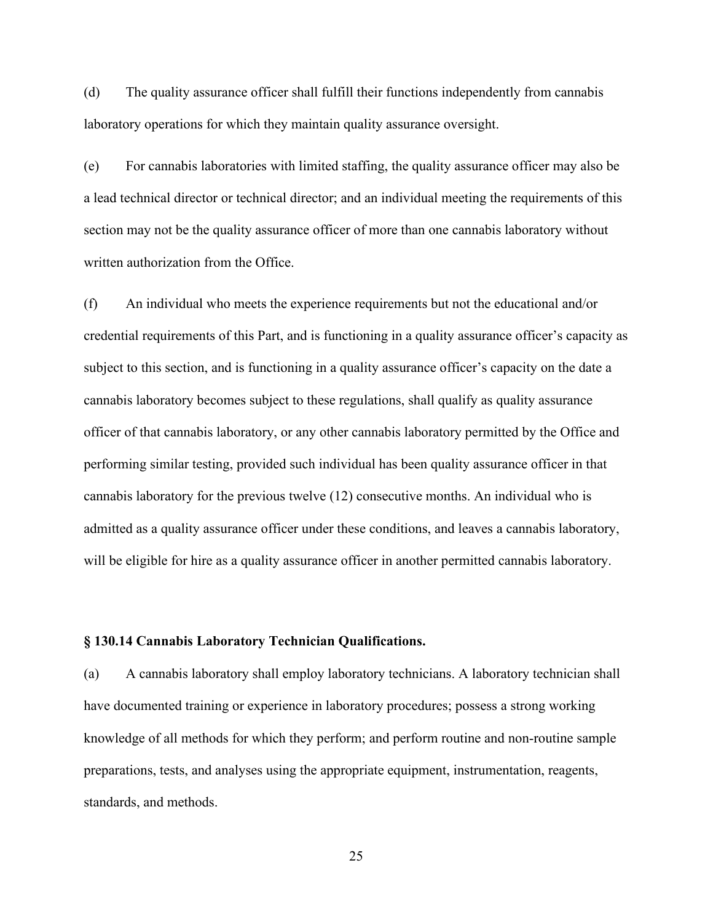(d) The quality assurance officer shall fulfill their functions independently from cannabis laboratory operations for which they maintain quality assurance oversight.

(e) For cannabis laboratories with limited staffing, the quality assurance officer may also be a lead technical director or technical director; and an individual meeting the requirements of this section may not be the quality assurance officer of more than one cannabis laboratory without written authorization from the Office.

(f) An individual who meets the experience requirements but not the educational and/or credential requirements of this Part, and is functioning in a quality assurance officer's capacity as subject to this section, and is functioning in a quality assurance officer's capacity on the date a cannabis laboratory becomes subject to these regulations, shall qualify as quality assurance officer of that cannabis laboratory, or any other cannabis laboratory permitted by the Office and performing similar testing, provided such individual has been quality assurance officer in that cannabis laboratory for the previous twelve (12) consecutive months. An individual who is admitted as a quality assurance officer under these conditions, and leaves a cannabis laboratory, will be eligible for hire as a quality assurance officer in another permitted cannabis laboratory.

### § 130.14 Cannabis Laboratory Technician Qualifications.

(a) A cannabis laboratory shall employ laboratory technicians. A laboratory technician shall have documented training or experience in laboratory procedures; possess a strong working knowledge of all methods for which they perform; and perform routine and non-routine sample preparations, tests, and analyses using the appropriate equipment, instrumentation, reagents, standards, and methods.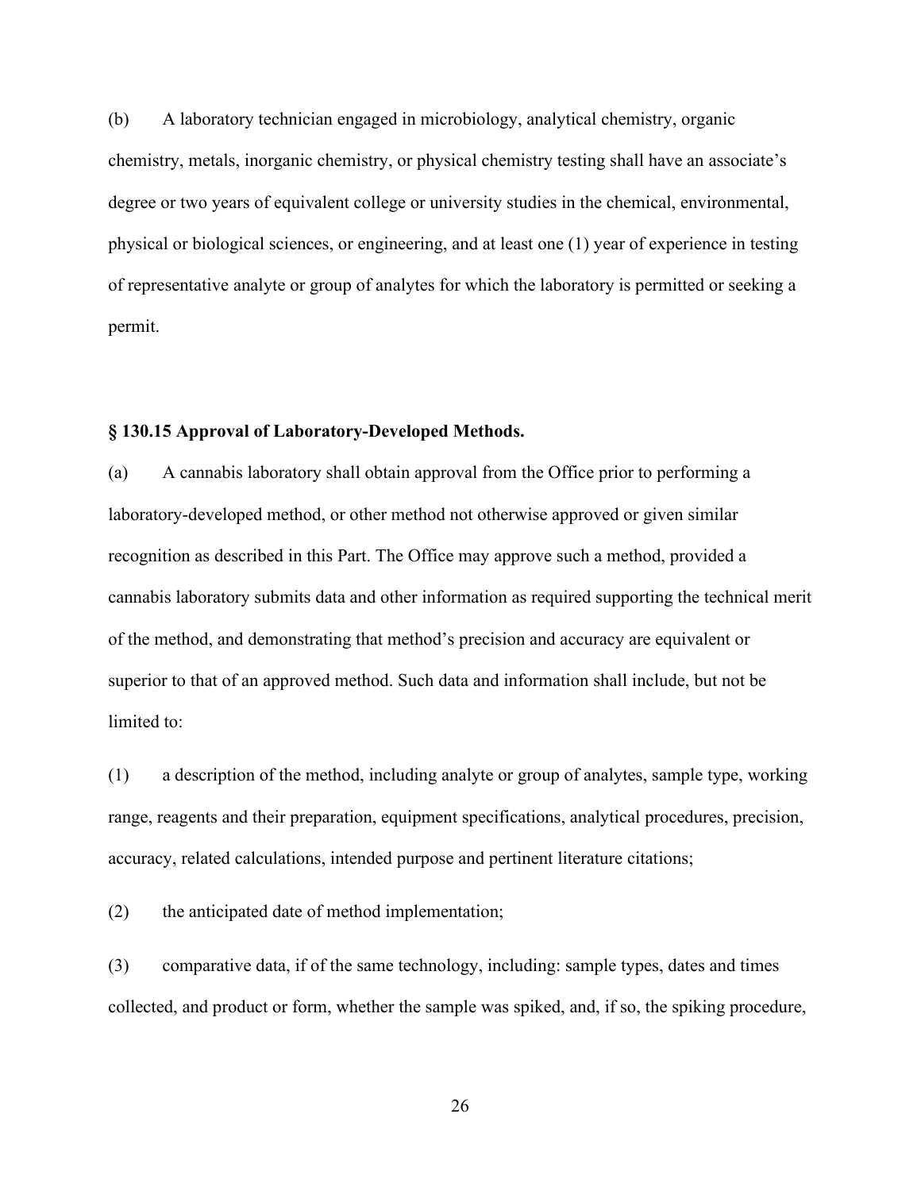(b) A laboratory technician engaged in microbiology, analytical chemistry, organic chemistry, metals, inorganic chemistry, or physical chemistry testing shall have an associate's degree or two years of equivalent college or university studies in the chemical, environmental, physical or biological sciences, or engineering, and at least one (1) year of experience in testing of representative analyte or group of analytes for which the laboratory is permitted or seeking a permit.

**§ 130.15 Approval of Laboratory-Developed Methods.**

(a) A cannabis laboratory shall obtain approval from the Office prior to performing a laboratory-developed method, or other method not otherwise approved or given similar recognition as described in this Part. The Office may approve such a method, provided a cannabis laboratory submits data and other information as required supporting the technical merit of the method, and demonstrating that method's precision and accuracy are equivalent or superior to that of an approved method. Such data and information shall include, but not be limited to:

(1) a description of the method, including analyte or group of analytes, sample type, working range, reagents and their preparation, equipment specifications, analytical procedures, precision, accuracy, related calculations, intended purpose and pertinent literature citations;

(2) the anticipated date of method implementation;

(3) comparative data, if of the same technology, including: sample types, dates and times collected, and product or form, whether the sample was spiked, and, if so, the spiking procedure,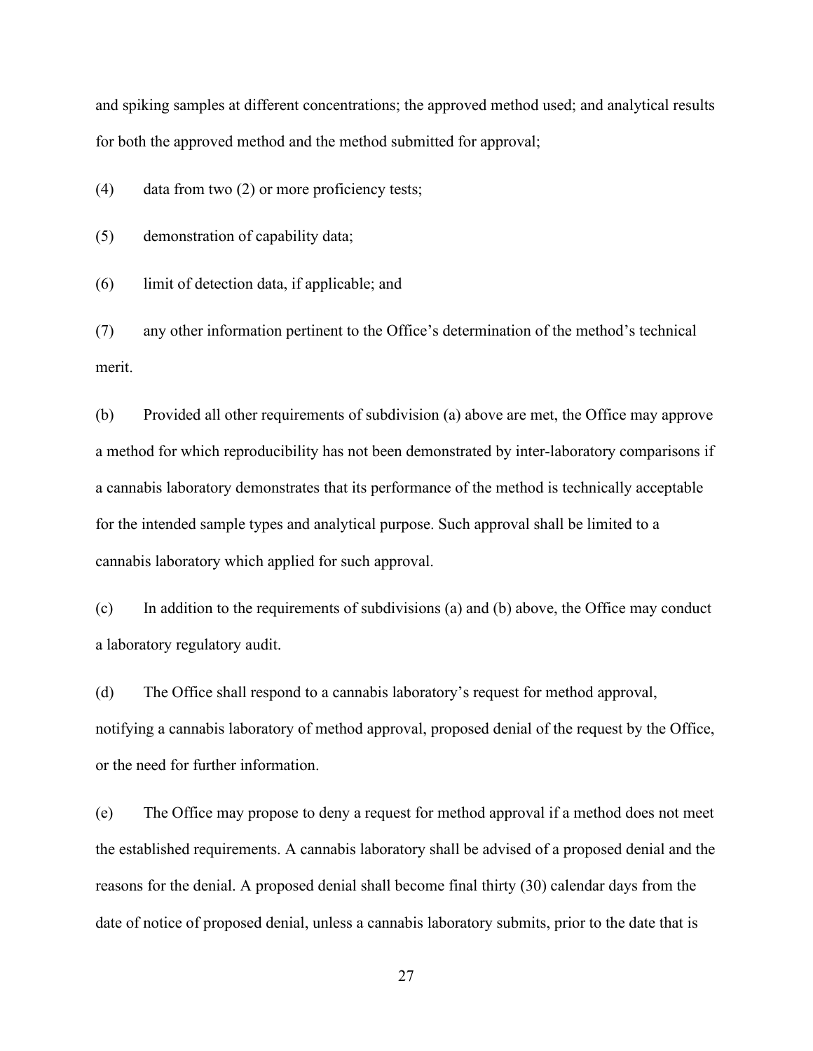and spiking samples at different concentrations; the approved method used; and analytical results for both the approved method and the method submitted for approval;

(4) data from two (2) or more proficiency tests;

(5) demonstration of capability data;

(6) limit of detection data, if applicable; and

(7) any other information pertinent to the Office's determination of the method's technical merit.

(b) Provided all other requirements of subdivision (a) above are met, the Office may approve a method for which reproducibility has not been demonstrated by inter-laboratory comparisons if a cannabis laboratory demonstrates that its performance of the method is technically acceptable for the intended sample types and analytical purpose. Such approval shall be limited to a cannabis laboratory which applied for such approval.

(c) In addition to the requirements of subdivisions (a) and (b) above, the Office may conduct a laboratory regulatory audit.

(d) The Office shall respond to a cannabis laboratory's request for method approval, notifying a cannabis laboratory of method approval, proposed denial of the request by the Office, or the need for further information.

(e) The Office may propose to deny a request for method approval if a method does not meet the established requirements. A cannabis laboratory shall be advised of a proposed denial and the reasons for the denial. A proposed denial shall become final thirty (30) calendar days from the date of notice of proposed denial, unless a cannabis laboratory submits, prior to the date that is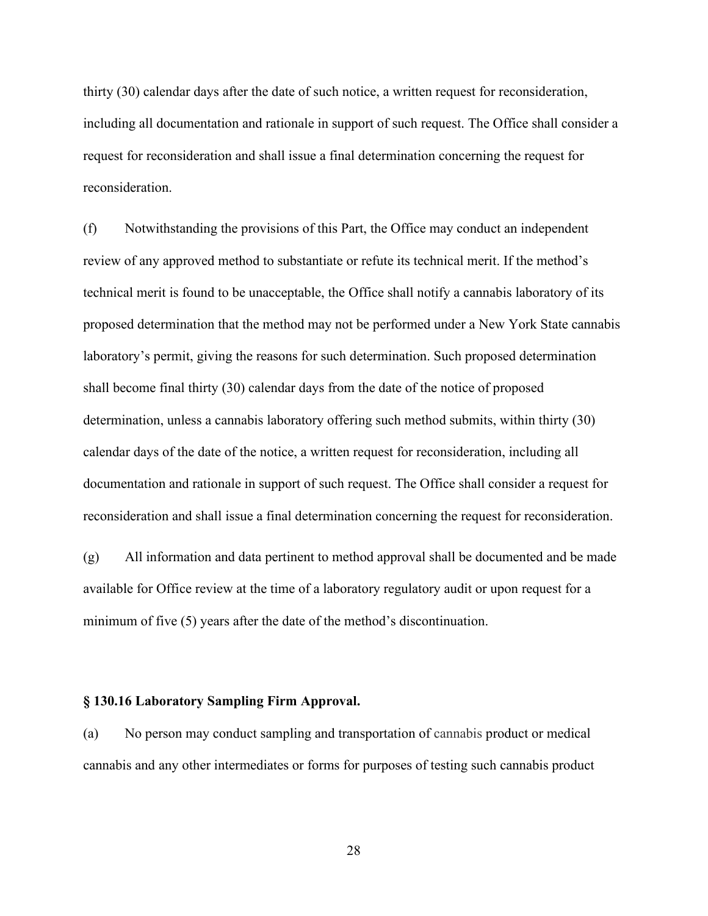thirty (30) calendar days after the date of such notice, a written request for reconsideration, including all documentation and rationale in support of such request. The Office shall consider a request for reconsideration and shall issue a final determination concerning the request for reconsideration.

(f) Notwithstanding the provisions of this Part, the Office may conduct an independent review of any approved method to substantiate or refute its technical merit. If the method's technical merit is found to be unacceptable, the Office shall notify a cannabis laboratory of its proposed determination that the method may not be performed under a New York State cannabis laboratory's permit, giving the reasons for such determination. Such proposed determination shall become final thirty (30) calendar days from the date of the notice of proposed determination, unless a cannabis laboratory offering such method submits, within thirty (30) calendar days of the date of the notice, a written request for reconsideration, including all documentation and rationale in support of such request. The Office shall consider a request for reconsideration and shall issue a final determination concerning the request for reconsideration.

(g) All information and data pertinent to method approval shall be documented and be made available for Office review at the time of a laboratory regulatory audit or upon request for a minimum of five (5) years after the date of the method's discontinuation.

**§ 130.16 Laboratory Sampling Firm Approval.**

(a) No person may conduct sampling and transportation of cannabis product or medical cannabis and any other intermediates or forms for purposes of testing such cannabis product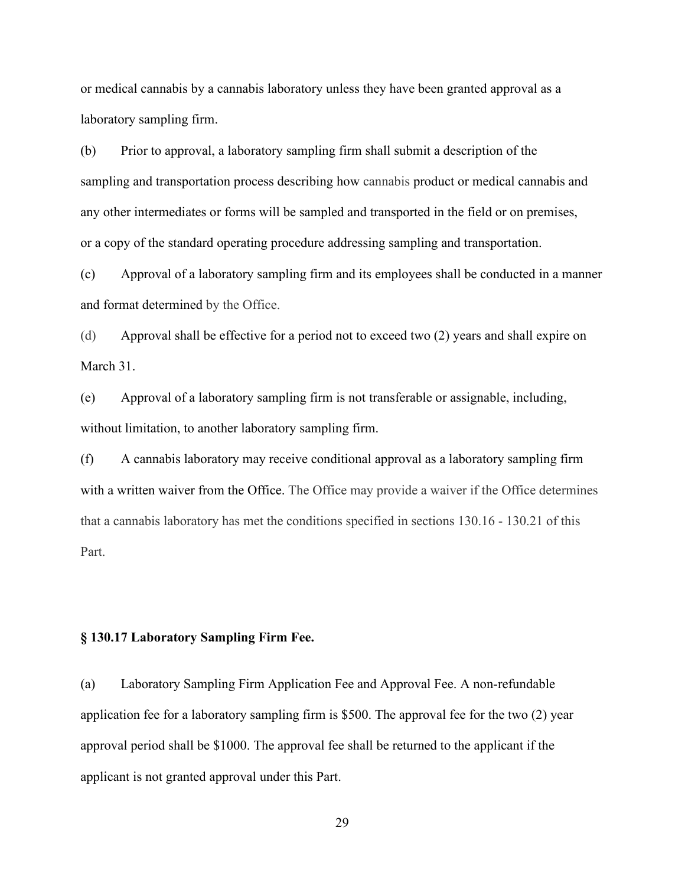or medical cannabis by a cannabis laboratory unless they have been granted approval as a laboratory sampling firm.

(b) Prior to approval, a laboratory sampling firm shall submit a description of the sampling and transportation process describing how cannabis product or medical cannabis and any other intermediates or forms will be sampled and transported in the field or on premises, or a copy of the standard operating procedure addressing sampling and transportation.

(c) Approval of a laboratory sampling firm and its employees shall be conducted in a manner and format determined by the Office.

(d) Approval shall be effective for a period not to exceed two (2) years and shall expire on March 31.

(e) Approval of a laboratory sampling firm is not transferable or assignable, including, without limitation, to another laboratory sampling firm.

(f) A cannabis laboratory may receive conditional approval as a laboratory sampling firm with a written waiver from the Office. The Office may provide a waiver if the Office determines that a cannabis laboratory has met the conditions specified in sections 130.16 - 130.21 of this Part.

### § 130.17 Laboratory Sampling Firm Fee.

(a) Laboratory Sampling Firm Application Fee and Approval Fee. A non-refundable application fee for a laboratory sampling firm is $500. The approval fee for the two (2) year approval period shall be $1000. The approval fee shall be returned to the applicant if the applicant is not granted approval under this Part.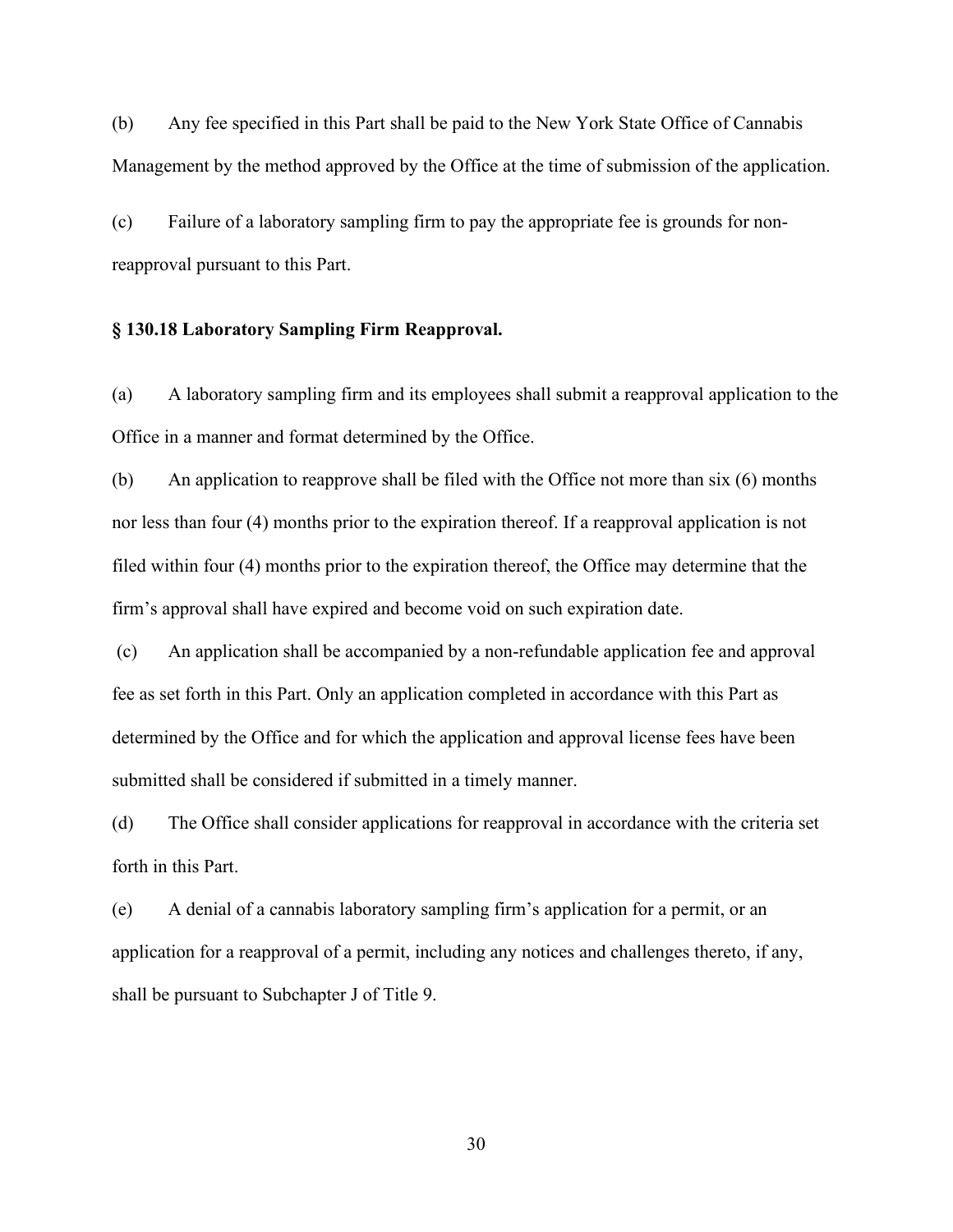(b) Any fee specified in this Part shall be paid to the New York State Office of Cannabis Management by the method approved by the Office at the time of submission of the application.

(c) Failure of a laboratory sampling firm to pay the appropriate fee is grounds for non-reapproval pursuant to this Part.

**§ 130.18 Laboratory Sampling Firm Reapproval.**

(a) A laboratory sampling firm and its employees shall submit a reapproval application to the Office in a manner and format determined by the Office.

(b) An application to reapprove shall be filed with the Office not more than six (6) months nor less than four (4) months prior to the expiration thereof. If a reapproval application is not filed within four (4) months prior to the expiration thereof, the Office may determine that the firm's approval shall have expired and become void on such expiration date.

(c) An application shall be accompanied by a non-refundable application fee and approval fee as set forth in this Part. Only an application completed in accordance with this Part as determined by the Office and for which the application and approval license fees have been submitted shall be considered if submitted in a timely manner.

(d) The Office shall consider applications for reapproval in accordance with the criteria set forth in this Part.

(e) A denial of a cannabis laboratory sampling firm's application for a permit, or an application for a reapproval of a permit, including any notices and challenges thereto, if any, shall be pursuant to Subchapter J of Title 9.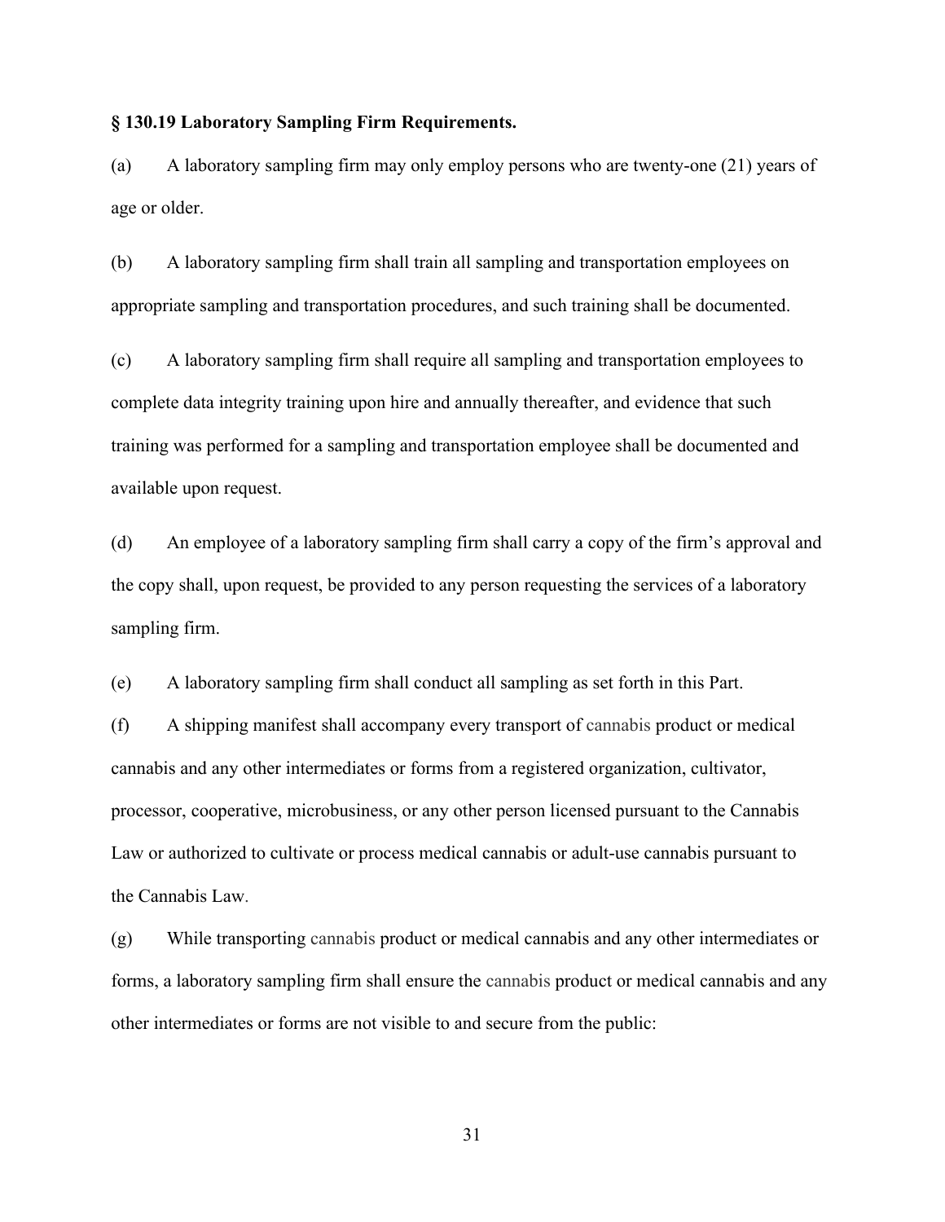**§ 130.19 Laboratory Sampling Firm Requirements.**

(a) A laboratory sampling firm may only employ persons who are twenty-one (21) years of age or older.

(b) A laboratory sampling firm shall train all sampling and transportation employees on appropriate sampling and transportation procedures, and such training shall be documented.

(c) A laboratory sampling firm shall require all sampling and transportation employees to complete data integrity training upon hire and annually thereafter, and evidence that such training was performed for a sampling and transportation employee shall be documented and available upon request.

(d) An employee of a laboratory sampling firm shall carry a copy of the firm's approval and the copy shall, upon request, be provided to any person requesting the services of a laboratory sampling firm.

(e) A laboratory sampling firm shall conduct all sampling as set forth in this Part.

(f) A shipping manifest shall accompany every transport of cannabis product or medical cannabis and any other intermediates or forms from a registered organization, cultivator, processor, cooperative, microbusiness, or any other person licensed pursuant to the Cannabis Law or authorized to cultivate or process medical cannabis or adult-use cannabis pursuant to the Cannabis Law.

(g) While transporting cannabis product or medical cannabis and any other intermediates or forms, a laboratory sampling firm shall ensure the cannabis product or medical cannabis and any other intermediates or forms are not visible to and secure from the public: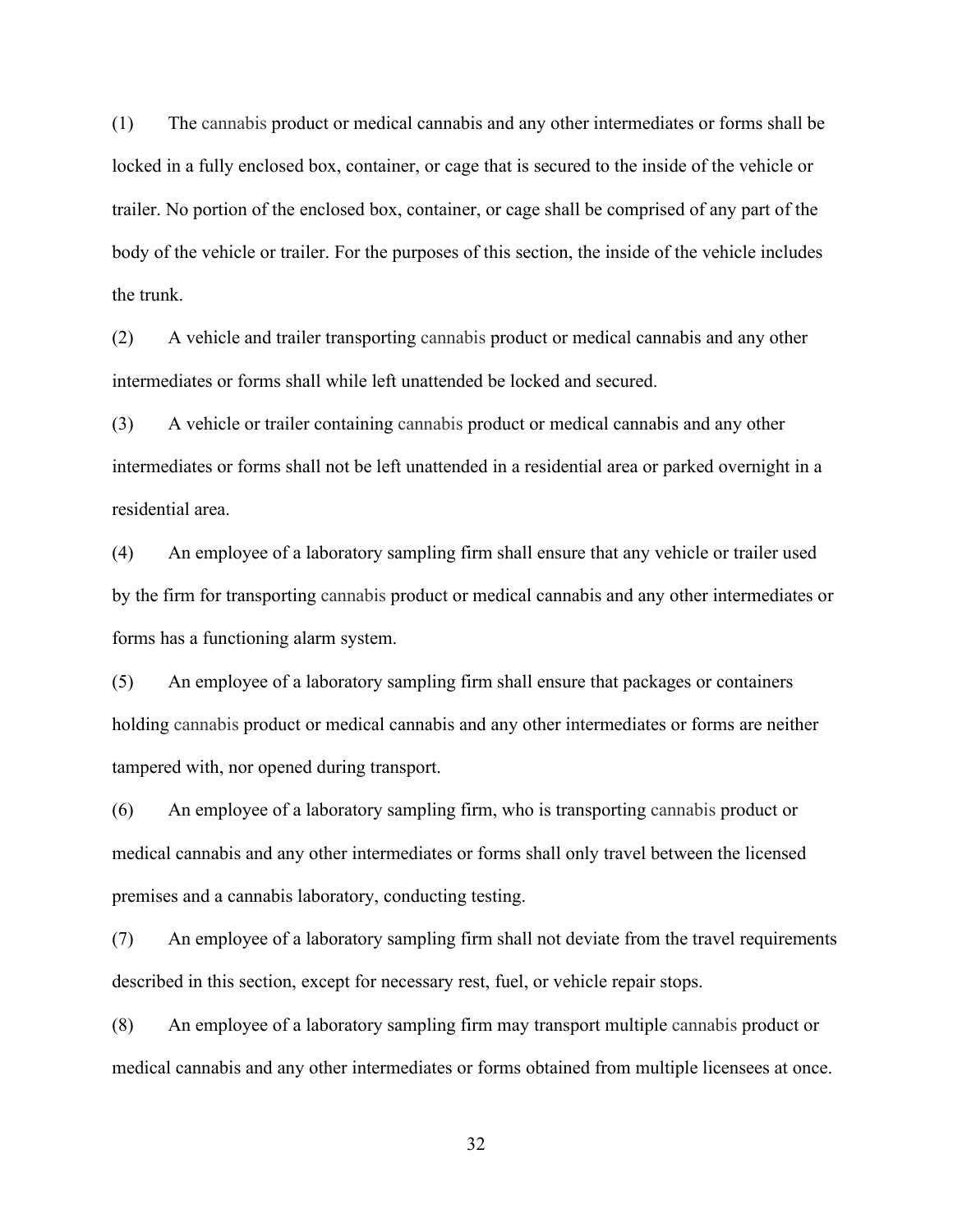(1) The cannabis product or medical cannabis and any other intermediates or forms shall be locked in a fully enclosed box, container, or cage that is secured to the inside of the vehicle or trailer. No portion of the enclosed box, container, or cage shall be comprised of any part of the body of the vehicle or trailer. For the purposes of this section, the inside of the vehicle includes the trunk.

(2) A vehicle and trailer transporting cannabis product or medical cannabis and any other intermediates or forms shall while left unattended be locked and secured.

(3) A vehicle or trailer containing cannabis product or medical cannabis and any other intermediates or forms shall not be left unattended in a residential area or parked overnight in a residential area.

(4) An employee of a laboratory sampling firm shall ensure that any vehicle or trailer used by the firm for transporting cannabis product or medical cannabis and any other intermediates or forms has a functioning alarm system.

(5) An employee of a laboratory sampling firm shall ensure that packages or containers holding cannabis product or medical cannabis and any other intermediates or forms are neither tampered with, nor opened during transport.

(6) An employee of a laboratory sampling firm, who is transporting cannabis product or medical cannabis and any other intermediates or forms shall only travel between the licensed premises and a cannabis laboratory, conducting testing.

(7) An employee of a laboratory sampling firm shall not deviate from the travel requirements described in this section, except for necessary rest, fuel, or vehicle repair stops.

(8) An employee of a laboratory sampling firm may transport multiple cannabis product or medical cannabis and any other intermediates or forms obtained from multiple licensees at once.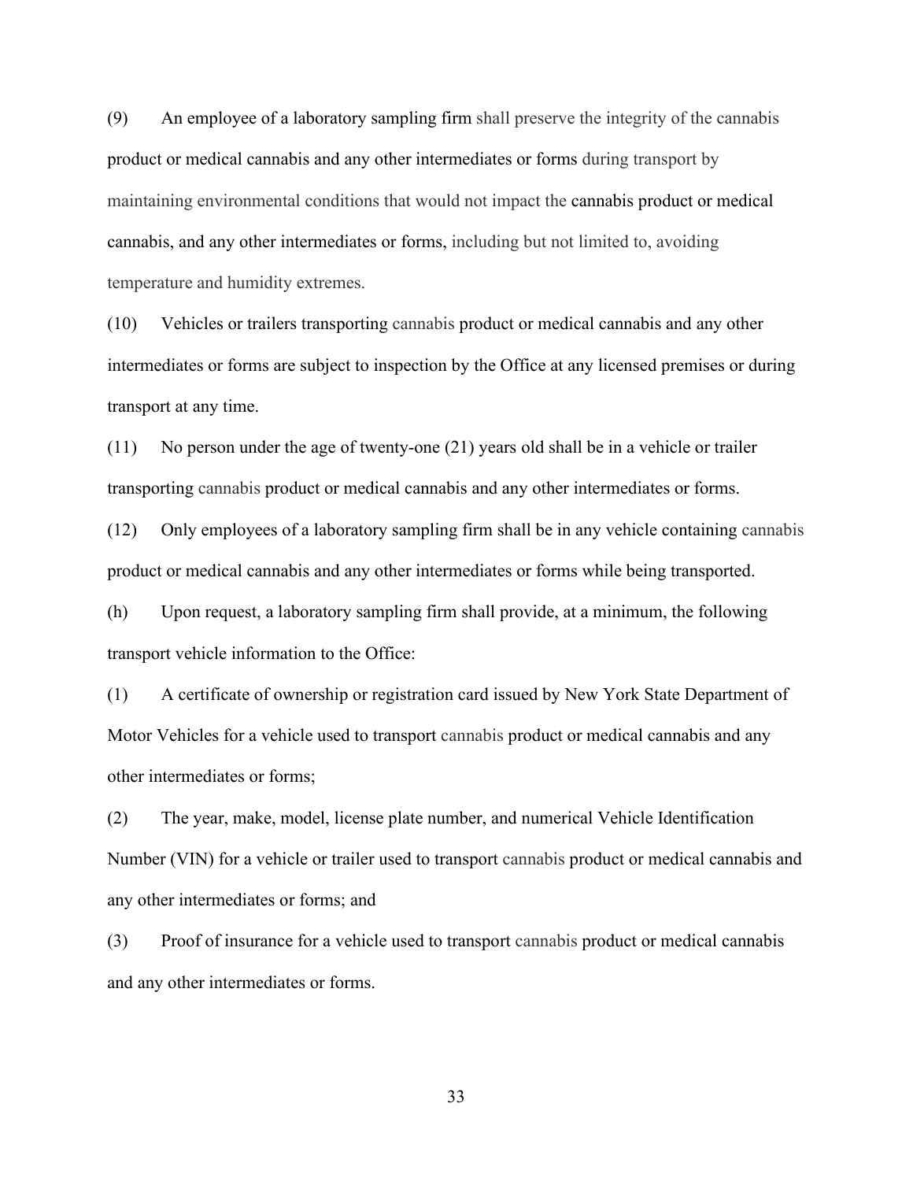(9) An employee of a laboratory sampling firm shall preserve the integrity of the cannabis product or medical cannabis and any other intermediates or forms during transport by maintaining environmental conditions that would not impact the cannabis product or medical cannabis, and any other intermediates or forms, including but not limited to, avoiding temperature and humidity extremes.

(10) Vehicles or trailers transporting cannabis product or medical cannabis and any other intermediates or forms are subject to inspection by the Office at any licensed premises or during transport at any time.

(11) No person under the age of twenty-one (21) years old shall be in a vehicle or trailer transporting cannabis product or medical cannabis and any other intermediates or forms.

(12) Only employees of a laboratory sampling firm shall be in any vehicle containing cannabis product or medical cannabis and any other intermediates or forms while being transported.

(h) Upon request, a laboratory sampling firm shall provide, at a minimum, the following transport vehicle information to the Office:

(1) A certificate of ownership or registration card issued by New York State Department of Motor Vehicles for a vehicle used to transport cannabis product or medical cannabis and any other intermediates or forms;

(2) The year, make, model, license plate number, and numerical Vehicle Identification Number (VIN) for a vehicle or trailer used to transport cannabis product or medical cannabis and any other intermediates or forms; and

(3) Proof of insurance for a vehicle used to transport cannabis product or medical cannabis and any other intermediates or forms.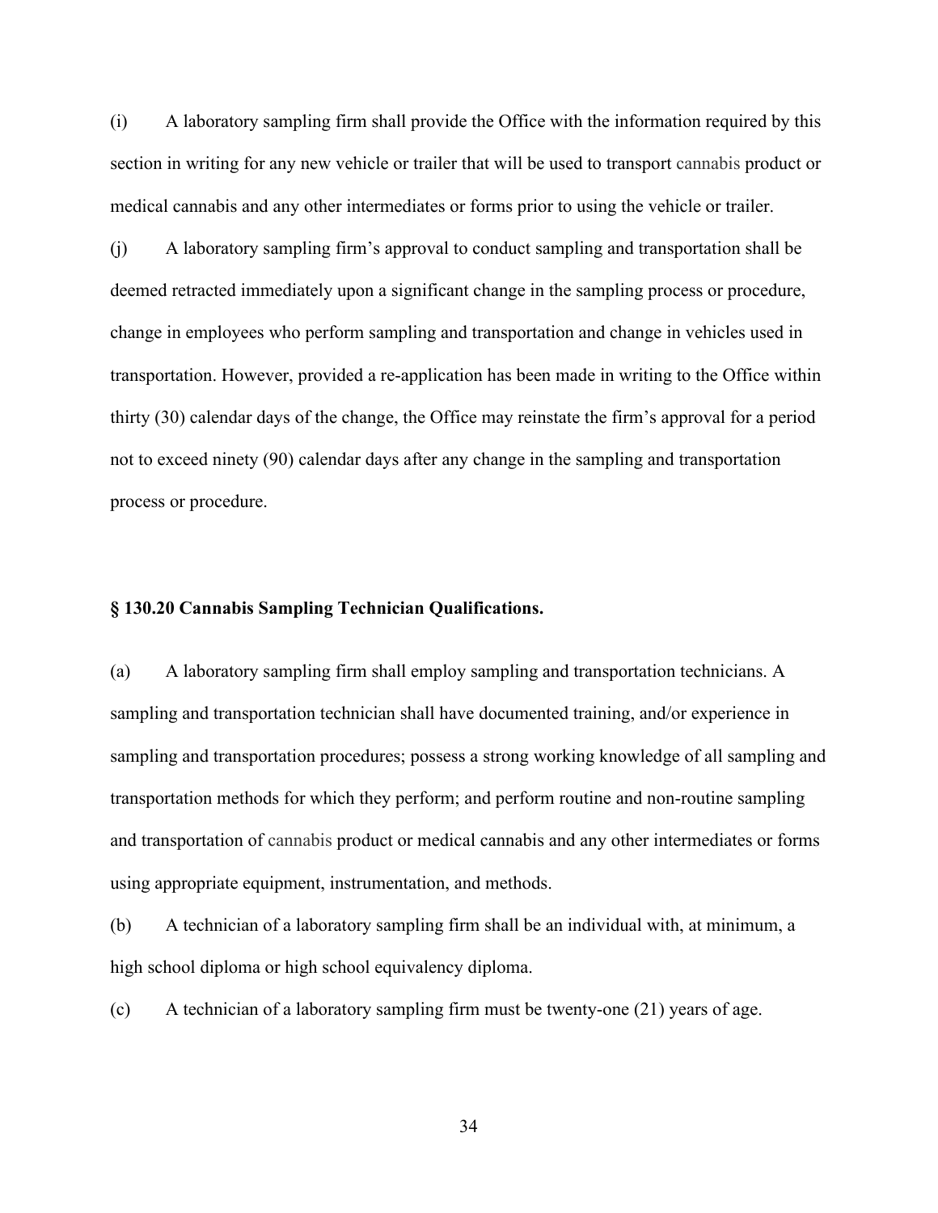(i) A laboratory sampling firm shall provide the Office with the information required by this section in writing for any new vehicle or trailer that will be used to transport cannabis product or medical cannabis and any other intermediates or forms prior to using the vehicle or trailer.

(j) A laboratory sampling firm's approval to conduct sampling and transportation shall be deemed retracted immediately upon a significant change in the sampling process or procedure, change in employees who perform sampling and transportation and change in vehicles used in transportation. However, provided a re-application has been made in writing to the Office within thirty (30) calendar days of the change, the Office may reinstate the firm's approval for a period not to exceed ninety (90) calendar days after any change in the sampling and transportation process or procedure.

### § 130.20 Cannabis Sampling Technician Qualifications.

(a) A laboratory sampling firm shall employ sampling and transportation technicians. A sampling and transportation technician shall have documented training, and/or experience in sampling and transportation procedures; possess a strong working knowledge of all sampling and transportation methods for which they perform; and perform routine and non-routine sampling and transportation of cannabis product or medical cannabis and any other intermediates or forms using appropriate equipment, instrumentation, and methods.

(b) A technician of a laboratory sampling firm shall be an individual with, at minimum, a high school diploma or high school equivalency diploma.

(c) A technician of a laboratory sampling firm must be twenty-one (21) years of age.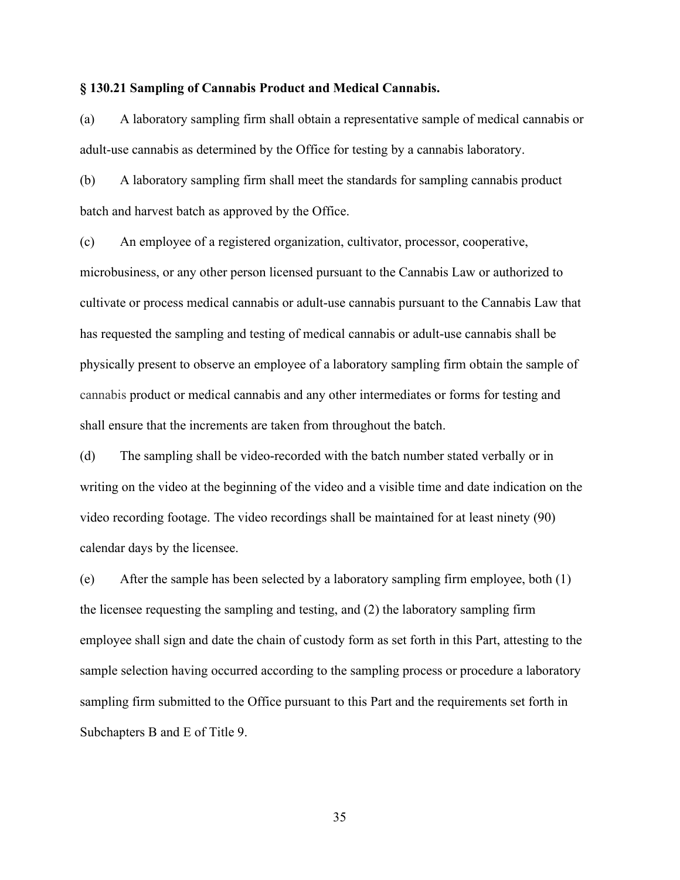**§ 130.21 Sampling of Cannabis Product and Medical Cannabis.**

(a) A laboratory sampling firm shall obtain a representative sample of medical cannabis or adult-use cannabis as determined by the Office for testing by a cannabis laboratory.

(b) A laboratory sampling firm shall meet the standards for sampling cannabis product batch and harvest batch as approved by the Office.

(c) An employee of a registered organization, cultivator, processor, cooperative, microbusiness, or any other person licensed pursuant to the Cannabis Law or authorized to cultivate or process medical cannabis or adult-use cannabis pursuant to the Cannabis Law that has requested the sampling and testing of medical cannabis or adult-use cannabis shall be physically present to observe an employee of a laboratory sampling firm obtain the sample of cannabis product or medical cannabis and any other intermediates or forms for testing and shall ensure that the increments are taken from throughout the batch.

(d) The sampling shall be video-recorded with the batch number stated verbally or in writing on the video at the beginning of the video and a visible time and date indication on the video recording footage. The video recordings shall be maintained for at least ninety (90) calendar days by the licensee.

(e) After the sample has been selected by a laboratory sampling firm employee, both (1) the licensee requesting the sampling and testing, and (2) the laboratory sampling firm employee shall sign and date the chain of custody form as set forth in this Part, attesting to the sample selection having occurred according to the sampling process or procedure a laboratory sampling firm submitted to the Office pursuant to this Part and the requirements set forth in Subchapters B and E of Title 9.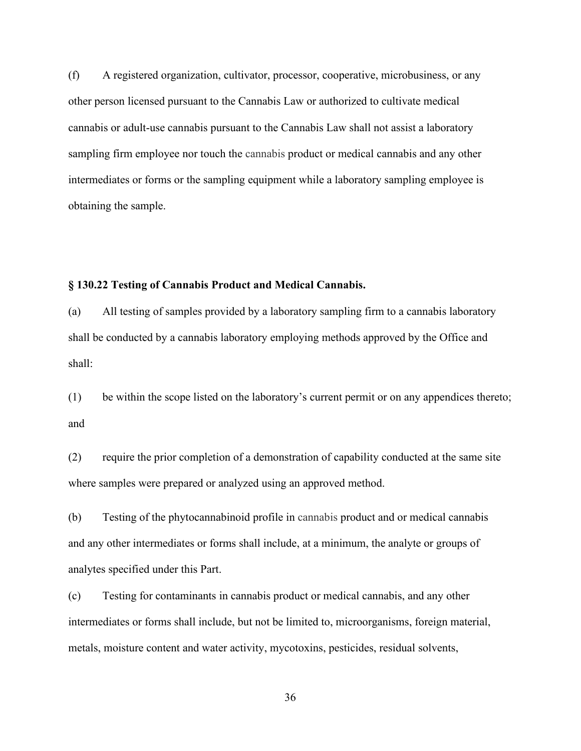(f) A registered organization, cultivator, processor, cooperative, microbusiness, or any other person licensed pursuant to the Cannabis Law or authorized to cultivate medical cannabis or adult-use cannabis pursuant to the Cannabis Law shall not assist a laboratory sampling firm employee nor touch the cannabis product or medical cannabis and any other intermediates or forms or the sampling equipment while a laboratory sampling employee is obtaining the sample.

**§ 130.22 Testing of Cannabis Product and Medical Cannabis.**

(a) All testing of samples provided by a laboratory sampling firm to a cannabis laboratory shall be conducted by a cannabis laboratory employing methods approved by the Office and shall:

(1) be within the scope listed on the laboratory's current permit or on any appendices thereto; and

(2) require the prior completion of a demonstration of capability conducted at the same site where samples were prepared or analyzed using an approved method.

(b) Testing of the phytocannabinoid profile in cannabis product and or medical cannabis and any other intermediates or forms shall include, at a minimum, the analyte or groups of analytes specified under this Part.

(c) Testing for contaminants in cannabis product or medical cannabis, and any other intermediates or forms shall include, but not be limited to, microorganisms, foreign material, metals, moisture content and water activity, mycotoxins, pesticides, residual solvents,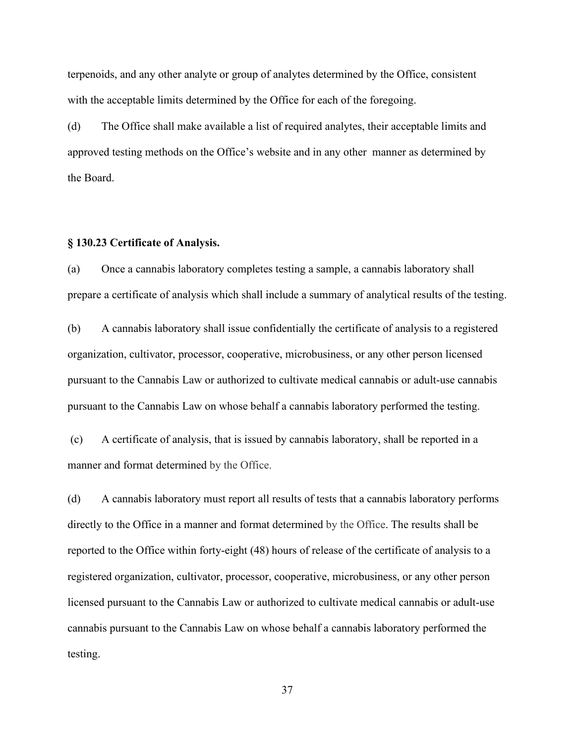terpenoids, and any other analyte or group of analytes determined by the Office, consistent with the acceptable limits determined by the Office for each of the foregoing.

(d) The Office shall make available a list of required analytes, their acceptable limits and approved testing methods on the Office's website and in any other manner as determined by the Board.

**§ 130.23 Certificate of Analysis.**

(a) Once a cannabis laboratory completes testing a sample, a cannabis laboratory shall prepare a certificate of analysis which shall include a summary of analytical results of the testing.

(b) A cannabis laboratory shall issue confidentially the certificate of analysis to a registered organization, cultivator, processor, cooperative, microbusiness, or any other person licensed pursuant to the Cannabis Law or authorized to cultivate medical cannabis or adult-use cannabis pursuant to the Cannabis Law on whose behalf a cannabis laboratory performed the testing.

(c) A certificate of analysis, that is issued by cannabis laboratory, shall be reported in a manner and format determined by the Office.

(d) A cannabis laboratory must report all results of tests that a cannabis laboratory performs directly to the Office in a manner and format determined by the Office. The results shall be reported to the Office within forty-eight (48) hours of release of the certificate of analysis to a registered organization, cultivator, processor, cooperative, microbusiness, or any other person licensed pursuant to the Cannabis Law or authorized to cultivate medical cannabis or adult-use cannabis pursuant to the Cannabis Law on whose behalf a cannabis laboratory performed the testing.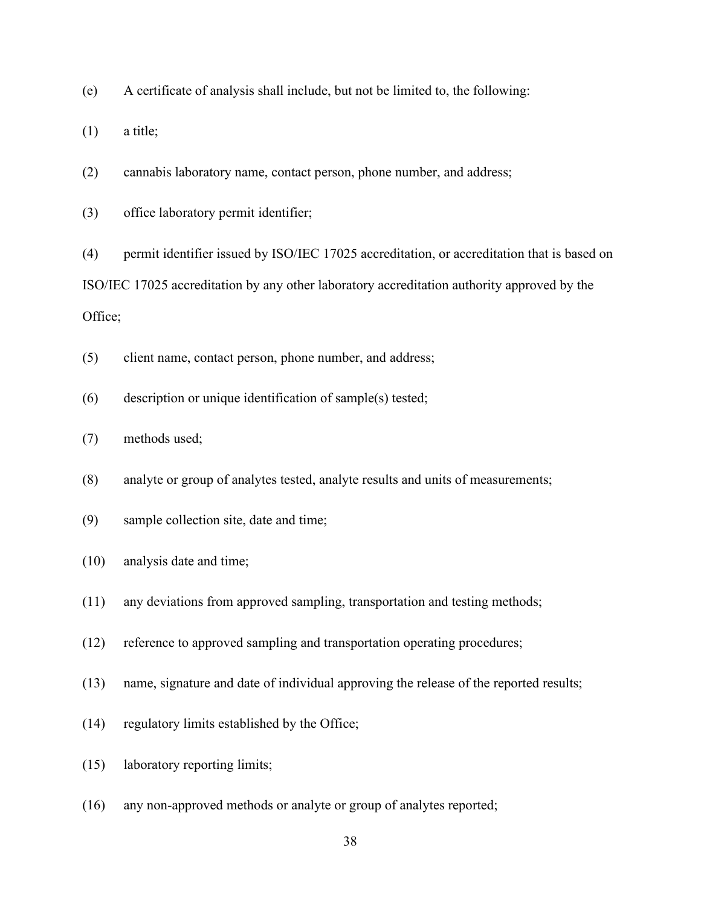(e) A certificate of analysis shall include, but not be limited to, the following:

(1) a title;

(2) cannabis laboratory name, contact person, phone number, and address;

(3) office laboratory permit identifier;

(4) permit identifier issued by ISO/IEC 17025 accreditation, or accreditation that is based on ISO/IEC 17025 accreditation by any other laboratory accreditation authority approved by the Office;

(5) client name, contact person, phone number, and address;

(6) description or unique identification of sample(s) tested;

(7) methods used;

(8) analyte or group of analytes tested, analyte results and units of measurements;

(9) sample collection site, date and time;

(10) analysis date and time;

(11) any deviations from approved sampling, transportation and testing methods;

(12) reference to approved sampling and transportation operating procedures;

(13) name, signature and date of individual approving the release of the reported results;

(14) regulatory limits established by the Office;

(15) laboratory reporting limits;

(16) any non-approved methods or analyte or group of analytes reported;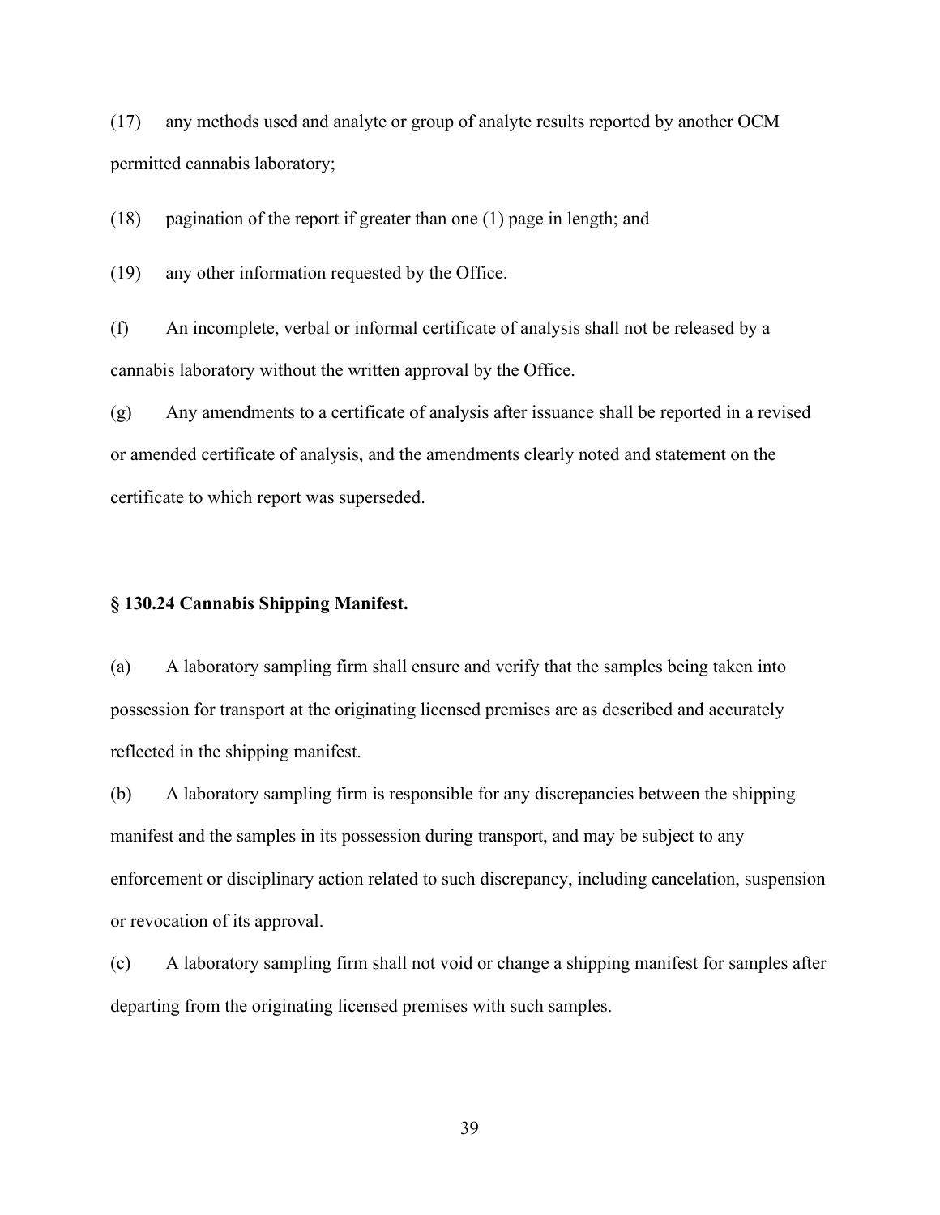(17) any methods used and analyte or group of analyte results reported by another OCM permitted cannabis laboratory;

(18) pagination of the report if greater than one (1) page in length; and

(19) any other information requested by the Office.

(f) An incomplete, verbal or informal certificate of analysis shall not be released by a cannabis laboratory without the written approval by the Office.

(g) Any amendments to a certificate of analysis after issuance shall be reported in a revised or amended certificate of analysis, and the amendments clearly noted and statement on the certificate to which report was superseded.

### § 130.24 Cannabis Shipping Manifest.

(a) A laboratory sampling firm shall ensure and verify that the samples being taken into possession for transport at the originating licensed premises are as described and accurately reflected in the shipping manifest.

(b) A laboratory sampling firm is responsible for any discrepancies between the shipping manifest and the samples in its possession during transport, and may be subject to any enforcement or disciplinary action related to such discrepancy, including cancelation, suspension or revocation of its approval.

(c) A laboratory sampling firm shall not void or change a shipping manifest for samples after departing from the originating licensed premises with such samples.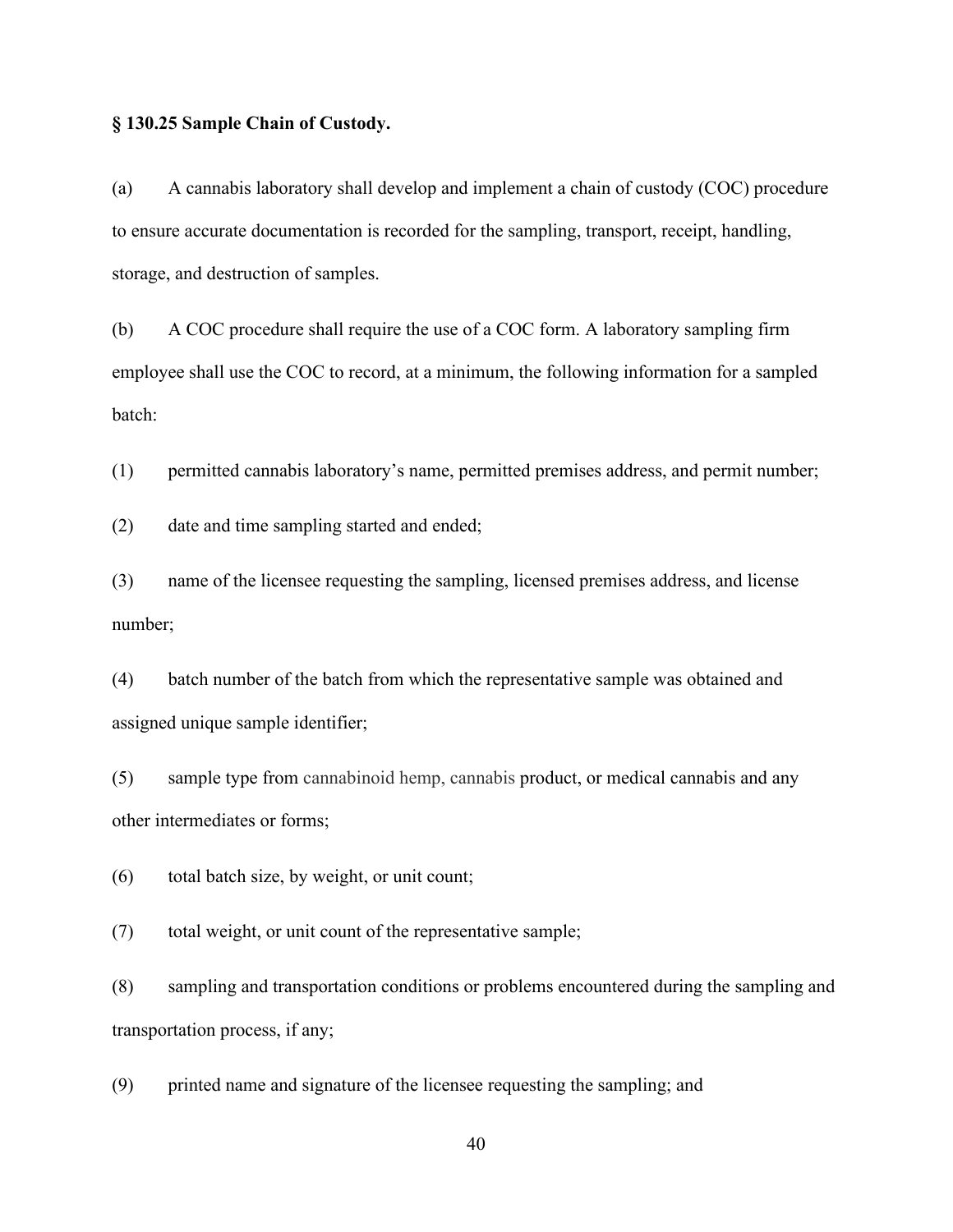**§ 130.25 Sample Chain of Custody.**

(a) A cannabis laboratory shall develop and implement a chain of custody (COC) procedure to ensure accurate documentation is recorded for the sampling, transport, receipt, handling, storage, and destruction of samples.

(b) A COC procedure shall require the use of a COC form. A laboratory sampling firm employee shall use the COC to record, at a minimum, the following information for a sampled batch:

(1) permitted cannabis laboratory's name, permitted premises address, and permit number;

(2) date and time sampling started and ended;

(3) name of the licensee requesting the sampling, licensed premises address, and license number;

(4) batch number of the batch from which the representative sample was obtained and assigned unique sample identifier;

(5) sample type from cannabinoid hemp, cannabis product, or medical cannabis and any other intermediates or forms;

(6) total batch size, by weight, or unit count;

(7) total weight, or unit count of the representative sample;

(8) sampling and transportation conditions or problems encountered during the sampling and transportation process, if any;

(9) printed name and signature of the licensee requesting the sampling; and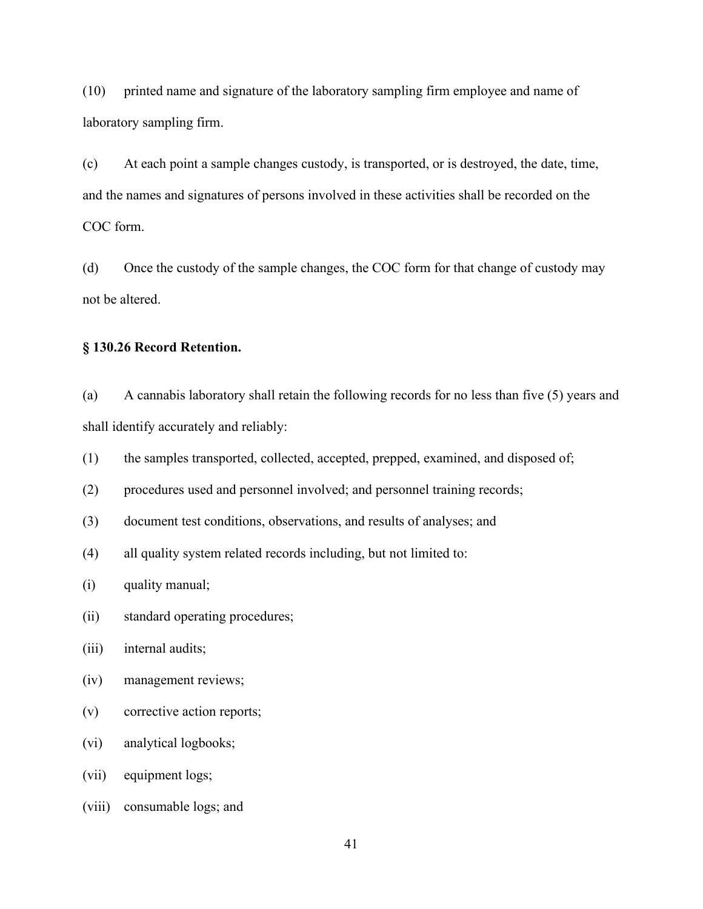(10) printed name and signature of the laboratory sampling firm employee and name of laboratory sampling firm.

(c) At each point a sample changes custody, is transported, or is destroyed, the date, time, and the names and signatures of persons involved in these activities shall be recorded on the COC form.

(d) Once the custody of the sample changes, the COC form for that change of custody may not be altered.

**§ 130.26 Record Retention.**

(a) A cannabis laboratory shall retain the following records for no less than five (5) years and shall identify accurately and reliably:

(1) the samples transported, collected, accepted, prepped, examined, and disposed of;

(2) procedures used and personnel involved; and personnel training records;

(3) document test conditions, observations, and results of analyses; and

(4) all quality system related records including, but not limited to:

(i) quality manual;

(ii) standard operating procedures;

(iii) internal audits;

(iv) management reviews;

(v) corrective action reports;

(vi) analytical logbooks;

(vii) equipment logs;

(viii) consumable logs; and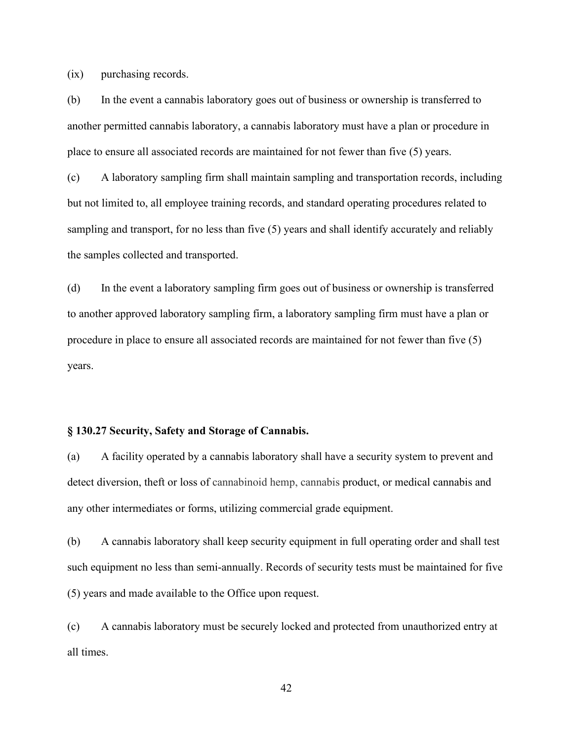(ix) purchasing records.

(b) In the event a cannabis laboratory goes out of business or ownership is transferred to another permitted cannabis laboratory, a cannabis laboratory must have a plan or procedure in place to ensure all associated records are maintained for not fewer than five (5) years.

(c) A laboratory sampling firm shall maintain sampling and transportation records, including but not limited to, all employee training records, and standard operating procedures related to sampling and transport, for no less than five (5) years and shall identify accurately and reliably the samples collected and transported.

(d) In the event a laboratory sampling firm goes out of business or ownership is transferred to another approved laboratory sampling firm, a laboratory sampling firm must have a plan or procedure in place to ensure all associated records are maintained for not fewer than five (5) years.

### § 130.27 Security, Safety and Storage of Cannabis.

(a) A facility operated by a cannabis laboratory shall have a security system to prevent and detect diversion, theft or loss of cannabinoid hemp, cannabis product, or medical cannabis and any other intermediates or forms, utilizing commercial grade equipment.

(b) A cannabis laboratory shall keep security equipment in full operating order and shall test such equipment no less than semi-annually. Records of security tests must be maintained for five (5) years and made available to the Office upon request.

(c) A cannabis laboratory must be securely locked and protected from unauthorized entry at all times.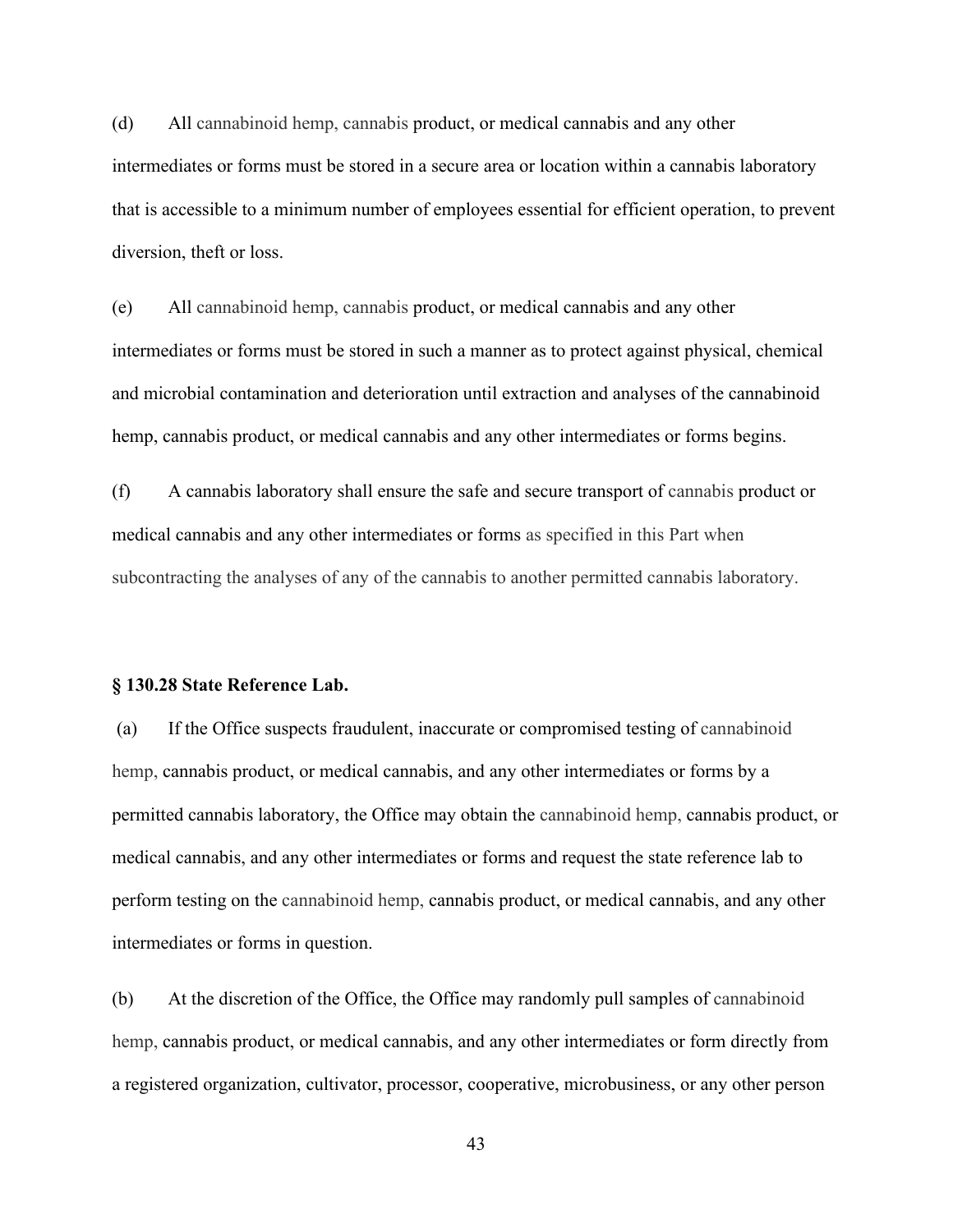(d) All cannabinoid hemp, cannabis product, or medical cannabis and any other intermediates or forms must be stored in a secure area or location within a cannabis laboratory that is accessible to a minimum number of employees essential for efficient operation, to prevent diversion, theft or loss.

(e) All cannabinoid hemp, cannabis product, or medical cannabis and any other intermediates or forms must be stored in such a manner as to protect against physical, chemical and microbial contamination and deterioration until extraction and analyses of the cannabinoid hemp, cannabis product, or medical cannabis and any other intermediates or forms begins.

(f) A cannabis laboratory shall ensure the safe and secure transport of cannabis product or medical cannabis and any other intermediates or forms as specified in this Part when subcontracting the analyses of any of the cannabis to another permitted cannabis laboratory.

**§ 130.28 State Reference Lab.**

(a) If the Office suspects fraudulent, inaccurate or compromised testing of cannabinoid hemp, cannabis product, or medical cannabis, and any other intermediates or forms by a permitted cannabis laboratory, the Office may obtain the cannabinoid hemp, cannabis product, or medical cannabis, and any other intermediates or forms and request the state reference lab to perform testing on the cannabinoid hemp, cannabis product, or medical cannabis, and any other intermediates or forms in question.

(b) At the discretion of the Office, the Office may randomly pull samples of cannabinoid hemp, cannabis product, or medical cannabis, and any other intermediates or form directly from a registered organization, cultivator, processor, cooperative, microbusiness, or any other person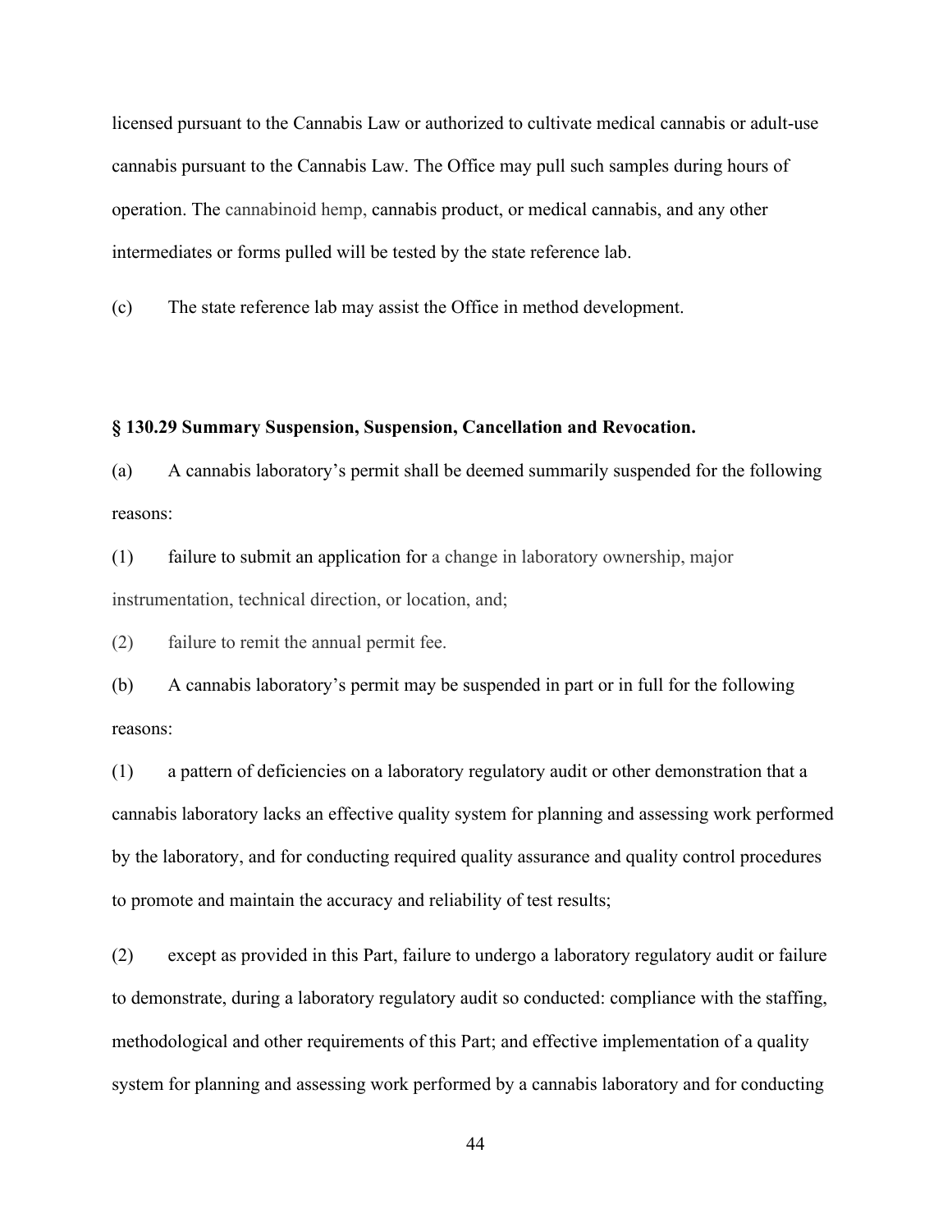licensed pursuant to the Cannabis Law or authorized to cultivate medical cannabis or adult-use cannabis pursuant to the Cannabis Law. The Office may pull such samples during hours of operation. The cannabinoid hemp, cannabis product, or medical cannabis, and any other intermediates or forms pulled will be tested by the state reference lab.

(c) The state reference lab may assist the Office in method development.

**§ 130.29 Summary Suspension, Suspension, Cancellation and Revocation.**

(a) A cannabis laboratory's permit shall be deemed summarily suspended for the following reasons:

(1) failure to submit an application for a change in laboratory ownership, major instrumentation, technical direction, or location, and;

(2) failure to remit the annual permit fee.

(b) A cannabis laboratory's permit may be suspended in part or in full for the following reasons:

(1) a pattern of deficiencies on a laboratory regulatory audit or other demonstration that a cannabis laboratory lacks an effective quality system for planning and assessing work performed by the laboratory, and for conducting required quality assurance and quality control procedures to promote and maintain the accuracy and reliability of test results;

(2) except as provided in this Part, failure to undergo a laboratory regulatory audit or failure to demonstrate, during a laboratory regulatory audit so conducted: compliance with the staffing, methodological and other requirements of this Part; and effective implementation of a quality system for planning and assessing work performed by a cannabis laboratory and for conducting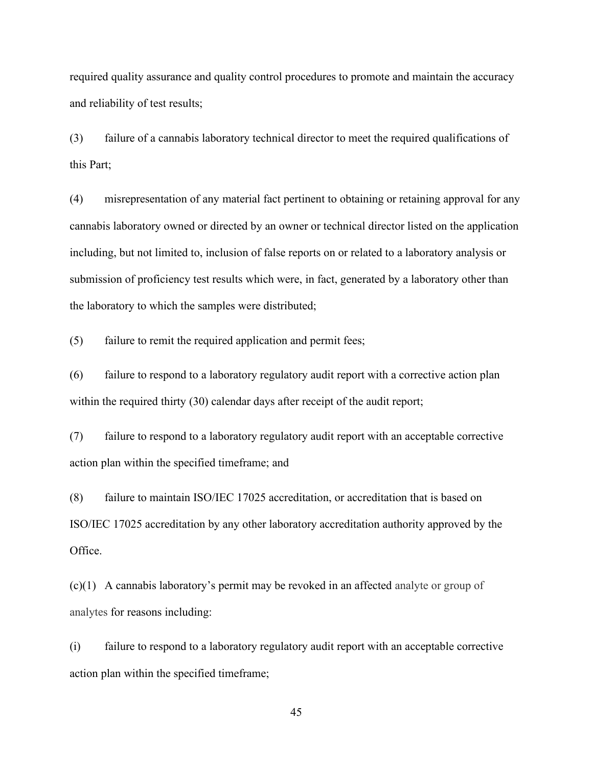required quality assurance and quality control procedures to promote and maintain the accuracy and reliability of test results;

(3) failure of a cannabis laboratory technical director to meet the required qualifications of this Part;

(4) misrepresentation of any material fact pertinent to obtaining or retaining approval for any cannabis laboratory owned or directed by an owner or technical director listed on the application including, but not limited to, inclusion of false reports on or related to a laboratory analysis or submission of proficiency test results which were, in fact, generated by a laboratory other than the laboratory to which the samples were distributed;

(5) failure to remit the required application and permit fees;

(6) failure to respond to a laboratory regulatory audit report with a corrective action plan within the required thirty (30) calendar days after receipt of the audit report;

(7) failure to respond to a laboratory regulatory audit report with an acceptable corrective action plan within the specified timeframe; and

(8) failure to maintain ISO/IEC 17025 accreditation, or accreditation that is based on ISO/IEC 17025 accreditation by any other laboratory accreditation authority approved by the Office.

(c)(1) A cannabis laboratory's permit may be revoked in an affected analyte or group of analytes for reasons including:

(i) failure to respond to a laboratory regulatory audit report with an acceptable corrective action plan within the specified timeframe;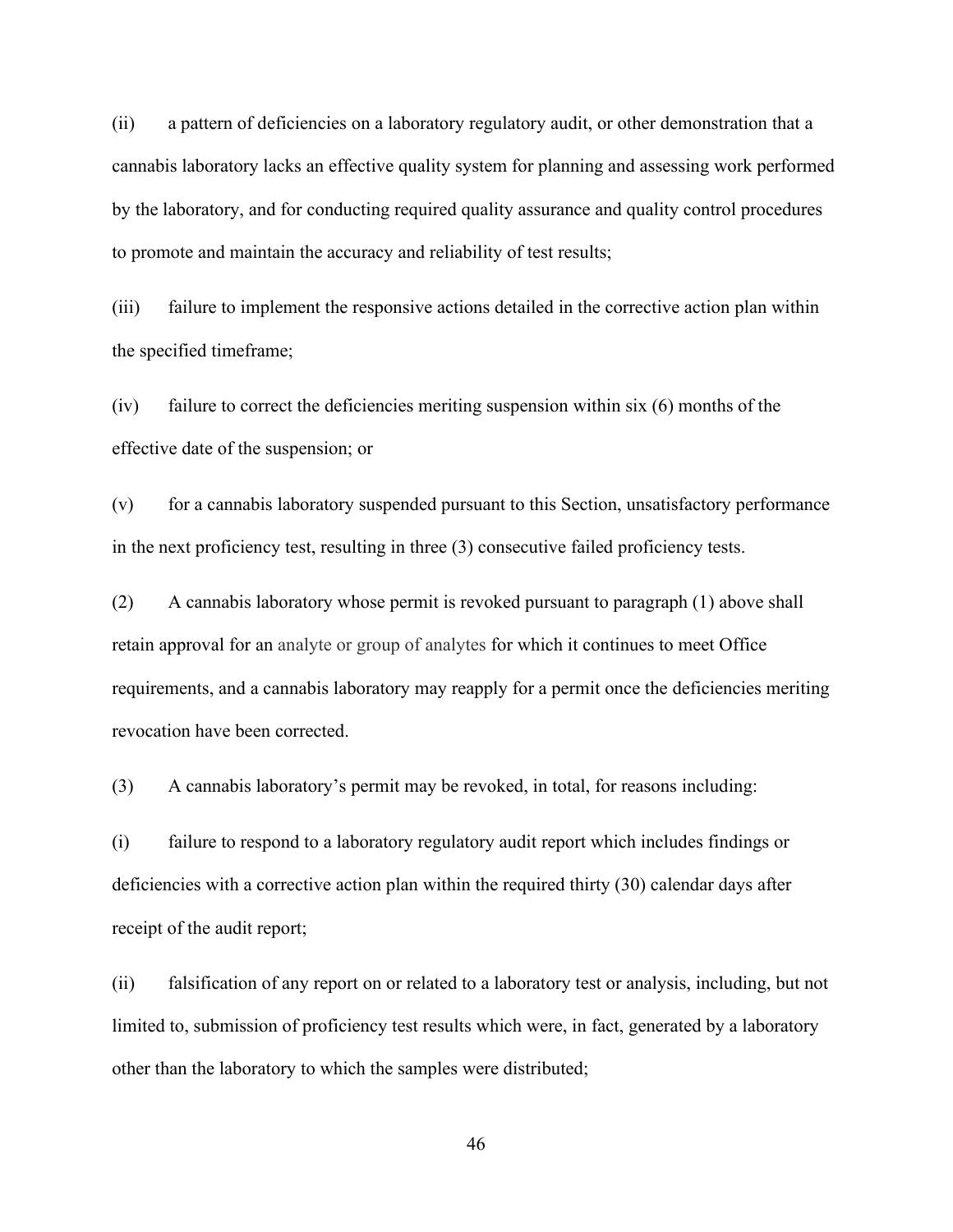(ii) a pattern of deficiencies on a laboratory regulatory audit, or other demonstration that a cannabis laboratory lacks an effective quality system for planning and assessing work performed by the laboratory, and for conducting required quality assurance and quality control procedures to promote and maintain the accuracy and reliability of test results;

(iii) failure to implement the responsive actions detailed in the corrective action plan within the specified timeframe;

(iv) failure to correct the deficiencies meriting suspension within six (6) months of the effective date of the suspension; or

(v) for a cannabis laboratory suspended pursuant to this Section, unsatisfactory performance in the next proficiency test, resulting in three (3) consecutive failed proficiency tests.

(2) A cannabis laboratory whose permit is revoked pursuant to paragraph (1) above shall retain approval for an analyte or group of analytes for which it continues to meet Office requirements, and a cannabis laboratory may reapply for a permit once the deficiencies meriting revocation have been corrected.

(3) A cannabis laboratory's permit may be revoked, in total, for reasons including:

(i) failure to respond to a laboratory regulatory audit report which includes findings or deficiencies with a corrective action plan within the required thirty (30) calendar days after receipt of the audit report;

(ii) falsification of any report on or related to a laboratory test or analysis, including, but not limited to, submission of proficiency test results which were, in fact, generated by a laboratory other than the laboratory to which the samples were distributed;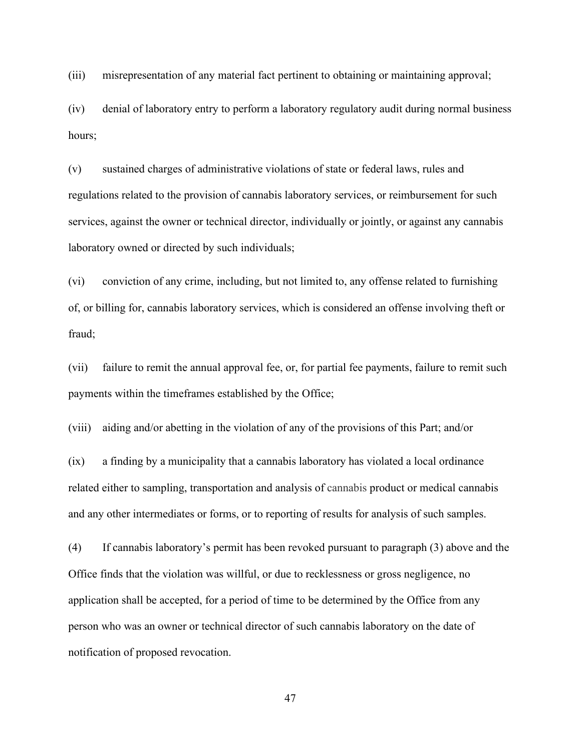(iii) misrepresentation of any material fact pertinent to obtaining or maintaining approval;

(iv) denial of laboratory entry to perform a laboratory regulatory audit during normal business hours;

(v) sustained charges of administrative violations of state or federal laws, rules and regulations related to the provision of cannabis laboratory services, or reimbursement for such services, against the owner or technical director, individually or jointly, or against any cannabis laboratory owned or directed by such individuals;

(vi) conviction of any crime, including, but not limited to, any offense related to furnishing of, or billing for, cannabis laboratory services, which is considered an offense involving theft or fraud;

(vii) failure to remit the annual approval fee, or, for partial fee payments, failure to remit such payments within the timeframes established by the Office;

(viii) aiding and/or abetting in the violation of any of the provisions of this Part; and/or

(ix) a finding by a municipality that a cannabis laboratory has violated a local ordinance related either to sampling, transportation and analysis of cannabis product or medical cannabis and any other intermediates or forms, or to reporting of results for analysis of such samples.

(4) If cannabis laboratory's permit has been revoked pursuant to paragraph (3) above and the Office finds that the violation was willful, or due to recklessness or gross negligence, no application shall be accepted, for a period of time to be determined by the Office from any person who was an owner or technical director of such cannabis laboratory on the date of notification of proposed revocation.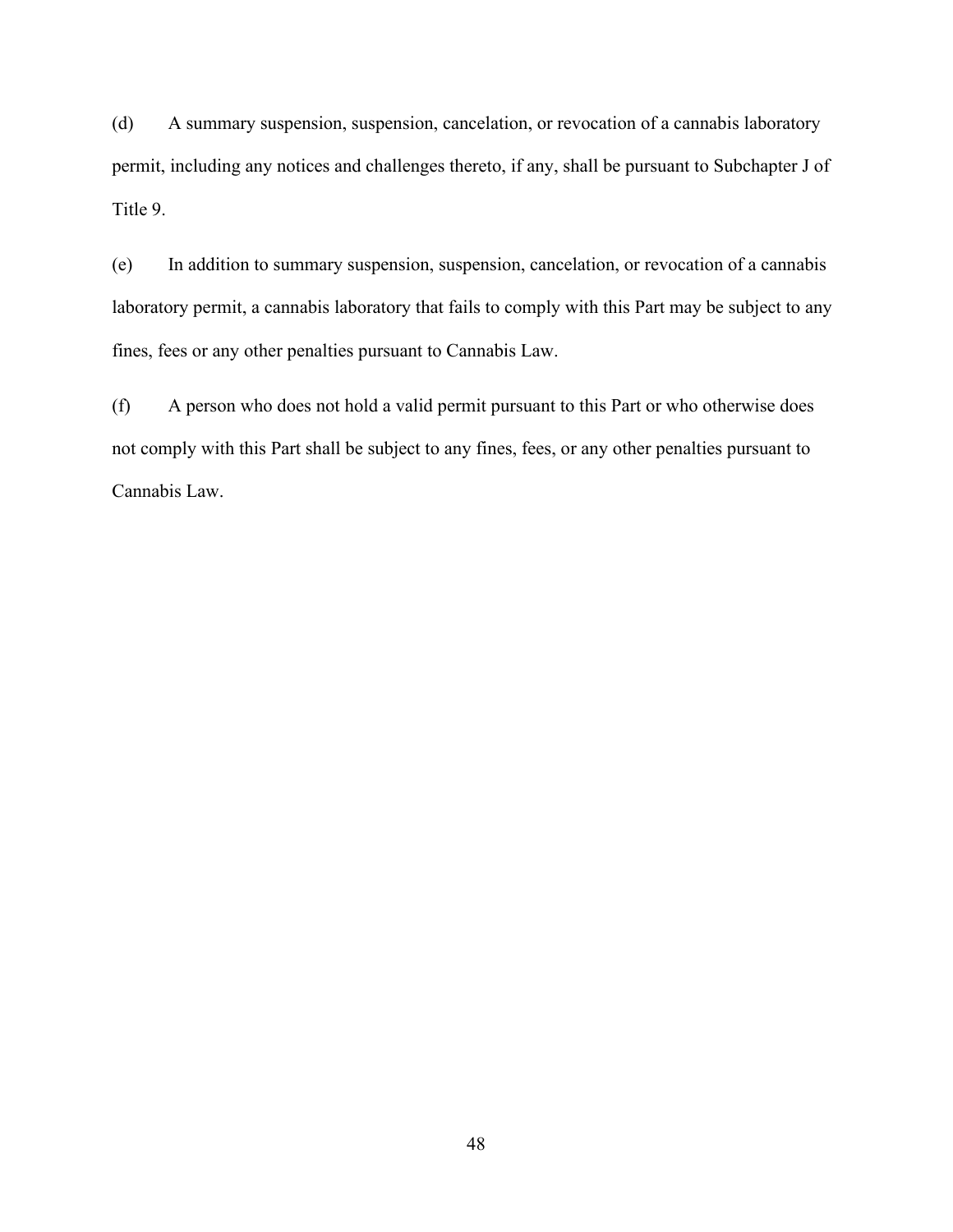(d) A summary suspension, suspension, cancelation, or revocation of a cannabis laboratory permit, including any notices and challenges thereto, if any, shall be pursuant to Subchapter J of Title 9.

(e) In addition to summary suspension, suspension, cancelation, or revocation of a cannabis laboratory permit, a cannabis laboratory that fails to comply with this Part may be subject to any fines, fees or any other penalties pursuant to Cannabis Law.

(f) A person who does not hold a valid permit pursuant to this Part or who otherwise does not comply with this Part shall be subject to any fines, fees, or any other penalties pursuant to Cannabis Law.